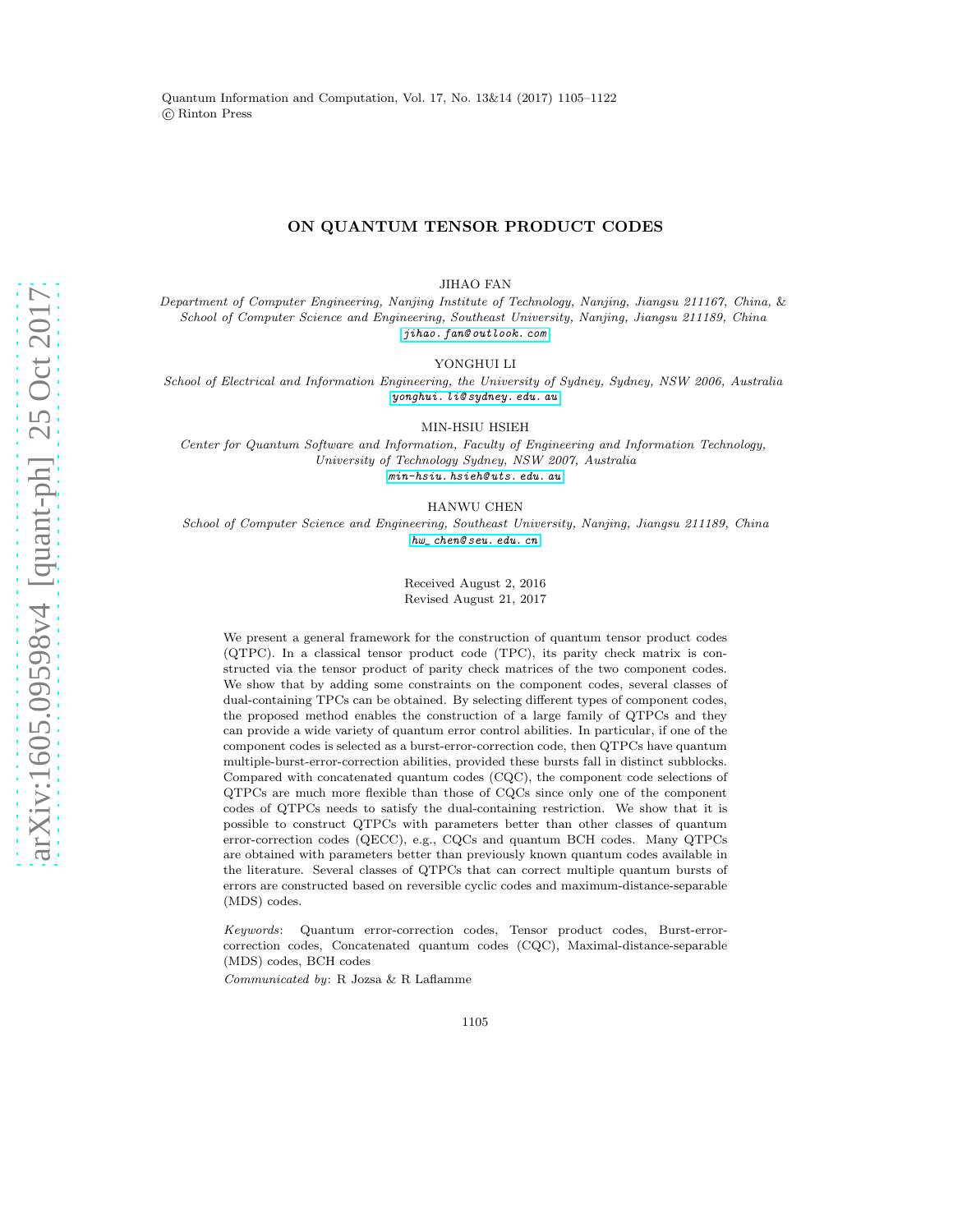# ON QUANTUM TENSOR PRODUCT CODES

JIHAO FAN

*Department of Computer Engineering, Nanjing Institute of Technology, Nanjing, Jiangsu 211167, China, & School of Computer Science and Engineering, Southeast University, Nanjing, Jiangsu 211189, China*
jihao.fan@outlook.com

YONGHUI LI

*School of Electrical and Information Engineering, the University of Sydney, Sydney, NSW 2006, Australia*
yonghui.li@sydney.edu.au

MIN-HSIU HSIEH

*Center for Quantum Software and Information, Faculty of Engineering and Information Technology, University of Technology Sydney, NSW 2007, Australia*
min-hsiu.hsieh@uts.edu.au

HANWU CHEN

*School of Computer Science and Engineering, Southeast University, Nanjing, Jiangsu 211189, China*
hw_chen@seu.edu.cn

Received August 2, 2016
Revised August 21, 2017

We present a general framework for the construction of quantum tensor product codes (QTPC). In a classical tensor product code (TPC), its parity check matrix is constructed via the tensor product of parity check matrices of the two component codes. We show that by adding some constraints on the component codes, several classes of dual-containing TPCs can be obtained. By selecting different types of component codes, the proposed method enables the construction of a large family of QTPCs and they can provide a wide variety of quantum error control abilities. In particular, if one of the component codes is selected as a burst-error-correction code, then QTPCs have quantum multiple-burst-error-correction abilities, provided these bursts fall in distinct subblocks. Compared with concatenated quantum codes (CQC), the component code selections of QTPCs are much more flexible than those of CQCs since only one of the component codes of QTPCs needs to satisfy the dual-containing restriction. We show that it is possible to construct QTPCs with parameters better than other classes of quantum error-correction codes (QECC), e.g., CQCs and quantum BCH codes. Many QTPCs are obtained with parameters better than previously known quantum codes available in the literature. Several classes of QTPCs that can correct multiple quantum bursts of errors are constructed based on reversible cyclic codes and maximum-distance-separable (MDS) codes.

*Keywords*: Quantum error-correction codes, Tensor product codes, Burst-error-correction codes, Concatenated quantum codes (CQC), Maximal-distance-separable (MDS) codes, BCH codes

*Communicated by*: R Jozsa & R Laflamme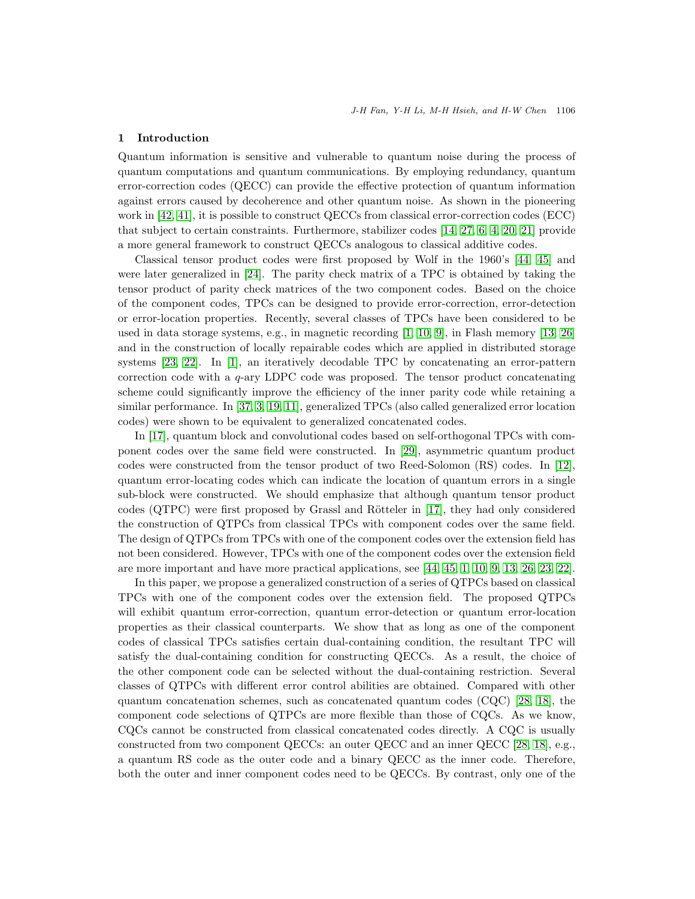## 1 Introduction

Quantum information is sensitive and vulnerable to quantum noise during the process of quantum computations and quantum communications. By employing redundancy, quantum error-correction codes (QECC) can provide the effective protection of quantum information against errors caused by decoherence and other quantum noise. As shown in the pioneering work in [42, 41], it is possible to construct QECCs from classical error-correction codes (ECC) that subject to certain constraints. Furthermore, stabilizer codes [14, 27, 6, 4, 20, 21] provide a more general framework to construct QECCs analogous to classical additive codes.

Classical tensor product codes were first proposed by Wolf in the 1960's [44, 45] and were later generalized in [24]. The parity check matrix of a TPC is obtained by taking the tensor product of parity check matrices of the two component codes. Based on the choice of the component codes, TPCs can be designed to provide error-correction, error-detection or error-location properties. Recently, several classes of TPCs have been considered to be used in data storage systems, e.g., in magnetic recording [1, 10, 9], in Flash memory [13, 26] and in the construction of locally repairable codes which are applied in distributed storage systems [23, 22]. In [1], an iteratively decodable TPC by concatenating an error-pattern correction code with a $q$-ary LDPC code was proposed. The tensor product concatenating scheme could significantly improve the efficiency of the inner parity code while retaining a similar performance. In [37, 3, 19, 11], generalized TPCs (also called generalized error location codes) were shown to be equivalent to generalized concatenated codes.

In [17], quantum block and convolutional codes based on self-orthogonal TPCs with component codes over the same field were constructed. In [29], asymmetric quantum product codes were constructed from the tensor product of two Reed-Solomon (RS) codes. In [12], quantum error-locating codes which can indicate the location of quantum errors in a single sub-block were constructed. We should emphasize that although quantum tensor product codes (QTPC) were first proposed by Grassl and Rötteler in [17], they had only considered the construction of QTPCs from classical TPCs with component codes over the same field. The design of QTPCs from TPCs with one of the component codes over the extension field has not been considered. However, TPCs with one of the component codes over the extension field are more important and have more practical applications, see [44, 45, 1, 10, 9, 13, 26, 23, 22].

In this paper, we propose a generalized construction of a series of QTPCs based on classical TPCs with one of the component codes over the extension field. The proposed QTPCs will exhibit quantum error-correction, quantum error-detection or quantum error-location properties as their classical counterparts. We show that as long as one of the component codes of classical TPCs satisfies certain dual-containing condition, the resultant TPC will satisfy the dual-containing condition for constructing QECCs. As a result, the choice of the other component code can be selected without the dual-containing restriction. Several classes of QTPCs with different error control abilities are obtained. Compared with other quantum concatenation schemes, such as concatenated quantum codes (CQC) [28, 18], the component code selections of QTPCs are more flexible than those of CQCs. As we know, CQCs cannot be constructed from classical concatenated codes directly. A CQC is usually constructed from two component QECCs: an outer QECC and an inner QECC [28, 18], e.g., a quantum RS code as the outer code and a binary QECC as the inner code. Therefore, both the outer and inner component codes need to be QECCs. By contrast, only one of the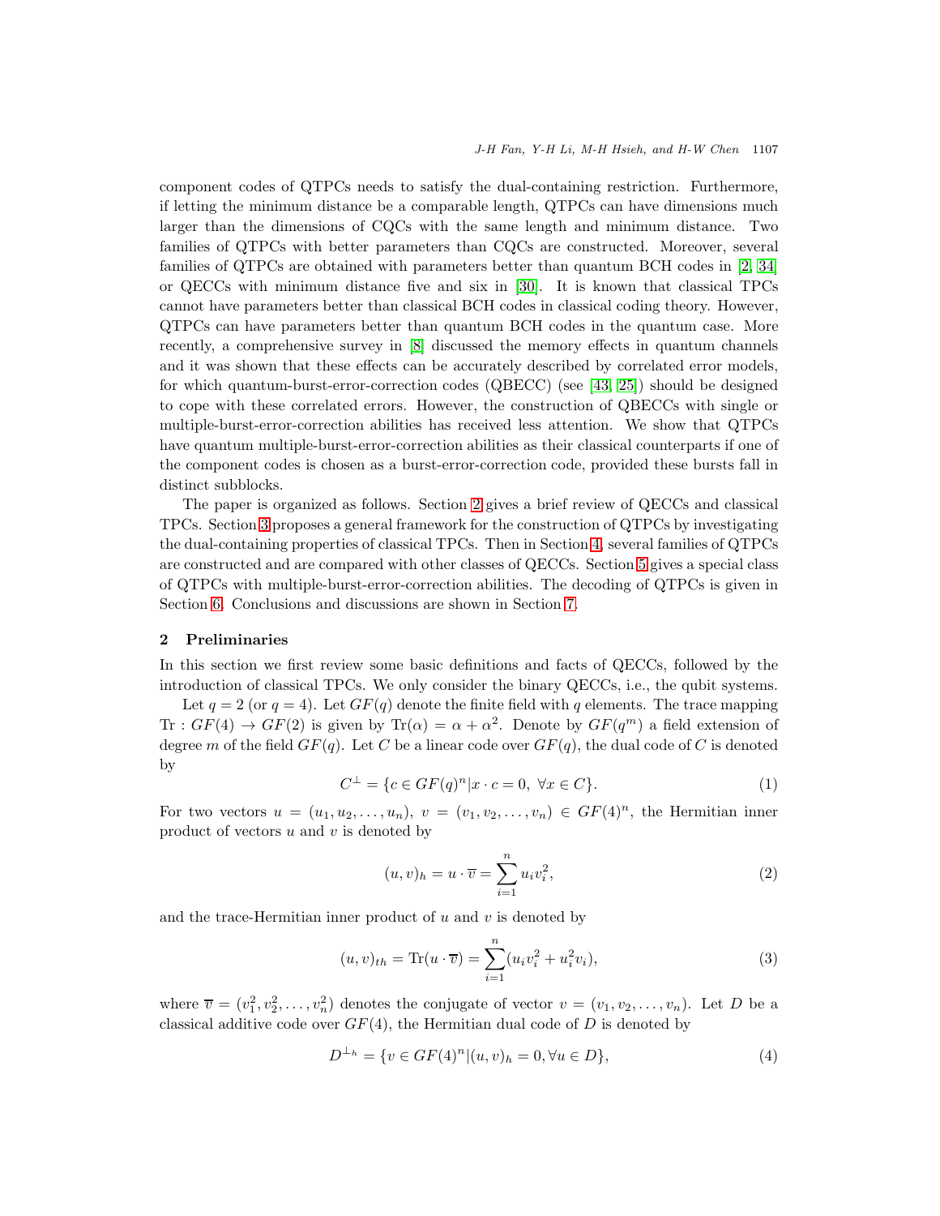component codes of QTPCs needs to satisfy the dual-containing restriction. Furthermore, if letting the minimum distance be a comparable length, QTPCs can have dimensions much larger than the dimensions of CQCs with the same length and minimum distance. Two families of QTPCs with better parameters than CQCs are constructed. Moreover, several families of QTPCs are obtained with parameters better than quantum BCH codes in [2, 34] or QECCs with minimum distance five and six in [30]. It is known that classical TPCs cannot have parameters better than classical BCH codes in classical coding theory. However, QTPCs can have parameters better than quantum BCH codes in the quantum case. More recently, a comprehensive survey in [8] discussed the memory effects in quantum channels and it was shown that these effects can be accurately described by correlated error models, for which quantum-burst-error-correction codes (QBECC) (see [43, 25]) should be designed to cope with these correlated errors. However, the construction of QBECCs with single or multiple-burst-error-correction abilities has received less attention. We show that QTPCs have quantum multiple-burst-error-correction abilities as their classical counterparts if one of the component codes is chosen as a burst-error-correction code, provided these bursts fall in distinct subblocks.

The paper is organized as follows. Section 2 gives a brief review of QECCs and classical TPCs. Section 3 proposes a general framework for the construction of QTPCs by investigating the dual-containing properties of classical TPCs. Then in Section 4, several families of QTPCs are constructed and are compared with other classes of QECCs. Section 5 gives a special class of QTPCs with multiple-burst-error-correction abilities. The decoding of QTPCs is given in Section 6. Conclusions and discussions are shown in Section 7.

## 2 Preliminaries

In this section we first review some basic definitions and facts of QECCs, followed by the introduction of classical TPCs. We only consider the binary QECCs, i.e., the qubit systems.

Let $q = 2$ (or $q = 4$). Let $GF(q)$ denote the finite field with $q$ elements. The trace mapping $\mathrm{Tr} : GF(4) \rightarrow GF(2)$ is given by $\mathrm{Tr}(\alpha) = \alpha + \alpha^2$. Denote by $GF(q^m)$ a field extension of degree $m$ of the field $GF(q)$. Let $C$ be a linear code over $GF(q)$, the dual code of $C$ is denoted by

$$C^{\perp} = \{c \in GF(q)^n | x \cdot c = 0, \ \forall x \in C\}. \tag{1}$$

For two vectors $u = (u_1, u_2, \ldots, u_n)$, $v = (v_1, v_2, \ldots, v_n) \in GF(4)^n$, the Hermitian inner product of vectors $u$ and $v$ is denoted by

$$(u, v)_h = u \cdot \overline{v} = \sum_{i=1}^{n} u_i v_i^2, \tag{2}$$

and the trace-Hermitian inner product of $u$ and $v$ is denoted by

$$(u, v)_{th} = \mathrm{Tr}(u \cdot \overline{v}) = \sum_{i=1}^{n} (u_i v_i^2 + u_i^2 v_i), \tag{3}$$

where $\overline{v} = (v_1^2, v_2^2, \ldots, v_n^2)$ denotes the conjugate of vector $v = (v_1, v_2, \ldots, v_n)$. Let $D$ be a classical additive code over $GF(4)$, the Hermitian dual code of $D$ is denoted by

$$D^{\perp_h} = \{v \in GF(4)^n | (u, v)_h = 0, \forall u \in D\}, \tag{4}$$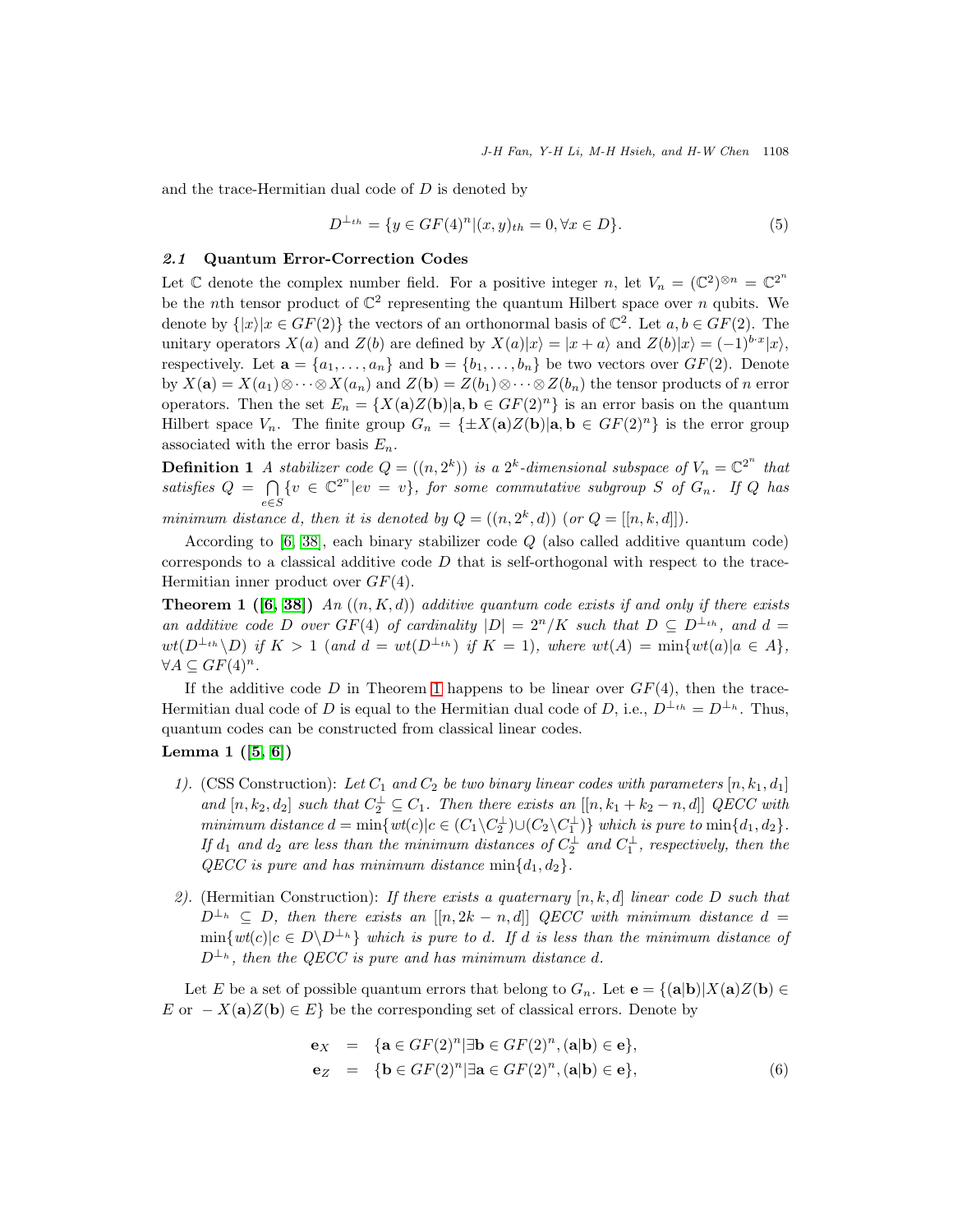and the trace-Hermitian dual code of $D$ is denoted by

$$D^{\perp_{th}} = \{y \in GF(4)^n | (x, y)_{th} = 0, \forall x \in D\}. \tag{5}$$

### 2.1 Quantum Error-Correction Codes

Let $\mathbb{C}$ denote the complex number field. For a positive integer $n$, let $V_n = (\mathbb{C}^2)^{\otimes n} = \mathbb{C}^{2^n}$ be the $n$th tensor product of $\mathbb{C}^2$ representing the quantum Hilbert space over $n$ qubits. We denote by $\{|x\rangle | x \in GF(2)\}$ the vectors of an orthonormal basis of $\mathbb{C}^2$. Let $a, b \in GF(2)$. The unitary operators $X(a)$ and $Z(b)$ are defined by $X(a)|x\rangle = |x + a\rangle$ and $Z(b)|x\rangle = (-1)^{b \cdot x}|x\rangle$, respectively. Let $\mathbf{a} = \{a_1, \ldots, a_n\}$ and $\mathbf{b} = \{b_1, \ldots, b_n\}$ be two vectors over $GF(2)$. Denote by $X(\mathbf{a}) = X(a_1) \otimes \cdots \otimes X(a_n)$ and $Z(\mathbf{b}) = Z(b_1) \otimes \cdots \otimes Z(b_n)$ the tensor products of $n$ error operators. Then the set $E_n = \{X(\mathbf{a})Z(\mathbf{b}) | \mathbf{a}, \mathbf{b} \in GF(2)^n\}$ is an error basis on the quantum Hilbert space $V_n$. The finite group $G_n = \{\pm X(\mathbf{a})Z(\mathbf{b}) | \mathbf{a}, \mathbf{b} \in GF(2)^n\}$ is the error group associated with the error basis $E_n$.

**Definition 1** *A stabilizer code $Q = ((n, 2^k))$ is a $2^k$-dimensional subspace of $V_n = \mathbb{C}^{2^n}$ that satisfies $Q = \bigcap_{e \in S} \{v \in \mathbb{C}^{2^n} | ev = v\}$, for some commutative subgroup $S$ of $G_n$. If $Q$ has minimum distance $d$, then it is denoted by $Q = ((n, 2^k, d))$ (or $Q = [[n, k, d]]$).*

According to [6, 38], each binary stabilizer code $Q$ (also called additive quantum code) corresponds to a classical additive code $D$ that is self-orthogonal with respect to the trace-Hermitian inner product over $GF(4)$.

**Theorem 1 ([6, 38])** *An $((n, K, d))$ additive quantum code exists if and only if there exists an additive code $D$ over $GF(4)$ of cardinality $|D| = 2^n/K$ such that $D \subseteq D^{\perp_{th}}$, and $d = wt(D^{\perp_{th}} \backslash D)$ if $K > 1$ (and $d = wt(D^{\perp_{th}})$ if $K = 1$), where $wt(A) = \min\{wt(a) | a \in A\}$, $\forall A \subseteq GF(4)^n$.*

If the additive code $D$ in Theorem 1 happens to be linear over $GF(4)$, then the trace-Hermitian dual code of $D$ is equal to the Hermitian dual code of $D$, i.e., $D^{\perp_{th}} = D^{\perp_h}$. Thus, quantum codes can be constructed from classical linear codes.

**Lemma 1 ([5, 6])**

1). (CSS Construction): *Let $C_1$ and $C_2$ be two binary linear codes with parameters $[n, k_1, d_1]$ and $[n, k_2, d_2]$ such that $C_2^{\perp} \subseteq C_1$. Then there exists an $[[n, k_1 + k_2 - n, d]]$ QECC with minimum distance $d = \min\{wt(c) | c \in (C_1 \backslash C_2^{\perp}) \cup (C_2 \backslash C_1^{\perp})\}$ which is pure to $\min\{d_1, d_2\}$. If $d_1$ and $d_2$ are less than the minimum distances of $C_2^{\perp}$ and $C_1^{\perp}$, respectively, then the QECC is pure and has minimum distance $\min\{d_1, d_2\}$.*

2). (Hermitian Construction): *If there exists a quaternary $[n, k, d]$ linear code $D$ such that $D^{\perp_h} \subseteq D$, then there exists an $[[n, 2k - n, d]]$ QECC with minimum distance $d = \min\{wt(c) | c \in D \backslash D^{\perp_h}\}$ which is pure to $d$. If $d$ is less than the minimum distance of $D^{\perp_h}$, then the QECC is pure and has minimum distance $d$.*

Let $E$ be a set of possible quantum errors that belong to $G_n$. Let $\mathbf{e} = \{(\mathbf{a}|\mathbf{b}) | X(\mathbf{a})Z(\mathbf{b}) \in E$ or $-X(\mathbf{a})Z(\mathbf{b}) \in E\}$ be the corresponding set of classical errors. Denote by

$$\begin{aligned} \mathbf{e}_X &= \{\mathbf{a} \in GF(2)^n | \exists \mathbf{b} \in GF(2)^n, (\mathbf{a}|\mathbf{b}) \in \mathbf{e}\}, \\ \mathbf{e}_Z &= \{\mathbf{b} \in GF(2)^n | \exists \mathbf{a} \in GF(2)^n, (\mathbf{a}|\mathbf{b}) \in \mathbf{e}\}, \end{aligned} \tag{6}$$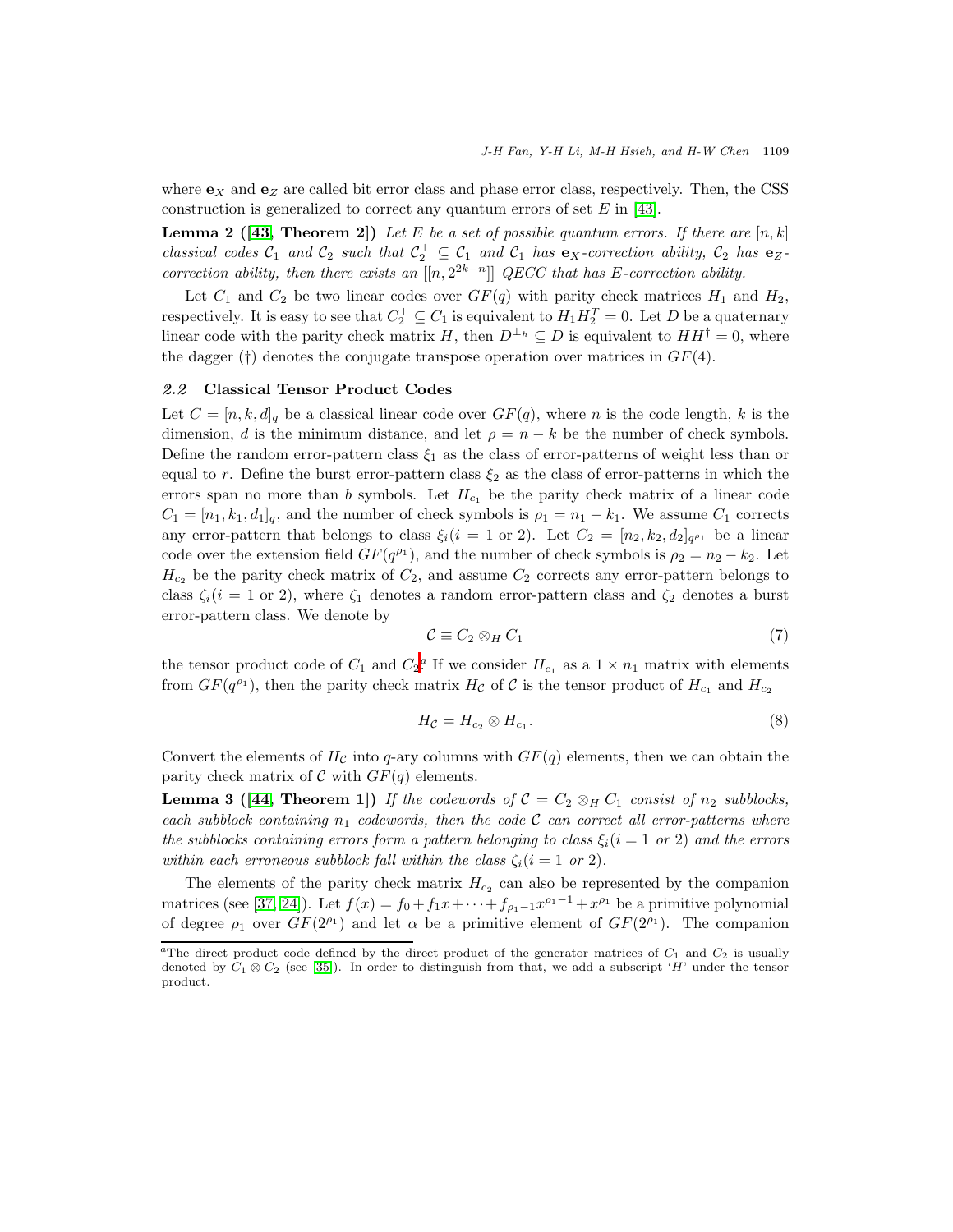where $\mathbf{e}_X$ and $\mathbf{e}_Z$ are called bit error class and phase error class, respectively. Then, the CSS construction is generalized to correct any quantum errors of set $E$ in [43].

**Lemma 2 ([43, Theorem 2])** *Let $E$ be a set of possible quantum errors. If there are $[n, k]$ classical codes $\mathcal{C}_1$ and $\mathcal{C}_2$ such that $\mathcal{C}_2^\perp \subseteq \mathcal{C}_1$ and $\mathcal{C}_1$ has $\mathbf{e}_X$-correction ability, $\mathcal{C}_2$ has $\mathbf{e}_Z$-correction ability, then there exists an $[[n, 2^{2k-n}]]$ QECC that has $E$-correction ability.*

Let $C_1$ and $C_2$ be two linear codes over $GF(q)$ with parity check matrices $H_1$ and $H_2$, respectively. It is easy to see that $C_2^\perp \subseteq C_1$ is equivalent to $H_1 H_2^T = 0$. Let $D$ be a quaternary linear code with the parity check matrix $H$, then $D^{\perp_h} \subseteq D$ is equivalent to $HH^\dagger = 0$, where the dagger ($\dagger$) denotes the conjugate transpose operation over matrices in $GF(4)$.

### *2.2* Classical Tensor Product Codes

Let $C = [n, k, d]_q$ be a classical linear code over $GF(q)$, where $n$ is the code length, $k$ is the dimension, $d$ is the minimum distance, and let $\rho = n - k$ be the number of check symbols. Define the random error-pattern class $\xi_1$ as the class of error-patterns of weight less than or equal to $r$. Define the burst error-pattern class $\xi_2$ as the class of error-patterns in which the errors span no more than $b$ symbols. Let $H_{c_1}$ be the parity check matrix of a linear code $C_1 = [n_1, k_1, d_1]_q$, and the number of check symbols is $\rho_1 = n_1 - k_1$. We assume $C_1$ corrects any error-pattern that belongs to class $\xi_i (i = 1 \text{ or } 2)$. Let $C_2 = [n_2, k_2, d_2]_{q^{\rho_1}}$ be a linear code over the extension field $GF(q^{\rho_1})$, and the number of check symbols is $\rho_2 = n_2 - k_2$. Let $H_{c_2}$ be the parity check matrix of $C_2$, and assume $C_2$ corrects any error-pattern belongs to class $\zeta_i (i = 1 \text{ or } 2)$, where $\zeta_1$ denotes a random error-pattern class and $\zeta_2$ denotes a burst error-pattern class. We denote by

$$\mathcal{C} \equiv C_2 \otimes_H C_1 \tag{7}$$

the tensor product code of $C_1$ and $C_2$.[a] If we consider $H_{c_1}$ as a $1 \times n_1$ matrix with elements from $GF(q^{\rho_1})$, then the parity check matrix $H_\mathcal{C}$ of $\mathcal{C}$ is the tensor product of $H_{c_1}$ and $H_{c_2}$

$$H_\mathcal{C} = H_{c_2} \otimes H_{c_1}. \tag{8}$$

Convert the elements of $H_\mathcal{C}$ into $q$-ary columns with $GF(q)$ elements, then we can obtain the parity check matrix of $\mathcal{C}$ with $GF(q)$ elements.

**Lemma 3 ([44, Theorem 1])** *If the codewords of $\mathcal{C} = C_2 \otimes_H C_1$ consist of $n_2$ subblocks, each subblock containing $n_1$ codewords, then the code $\mathcal{C}$ can correct all error-patterns where the subblocks containing errors form a pattern belonging to class $\xi_i (i = 1$ or $2)$ and the errors within each erroneous subblock fall within the class $\zeta_i (i = 1$ or $2)$.*

The elements of the parity check matrix $H_{c_2}$ can also be represented by the companion matrices (see [37, 24]). Let $f(x) = f_0 + f_1 x + \cdots + f_{\rho_1 - 1} x^{\rho_1 - 1} + x^{\rho_1}$ be a primitive polynomial of degree $\rho_1$ over $GF(2^{\rho_1})$ and let $\alpha$ be a primitive element of $GF(2^{\rho_1})$. The companion

[a] The direct product code defined by the direct product of the generator matrices of $C_1$ and $C_2$ is usually denoted by $C_1 \otimes C_2$ (see [35]). In order to distinguish from that, we add a subscript '$H$' under the tensor product.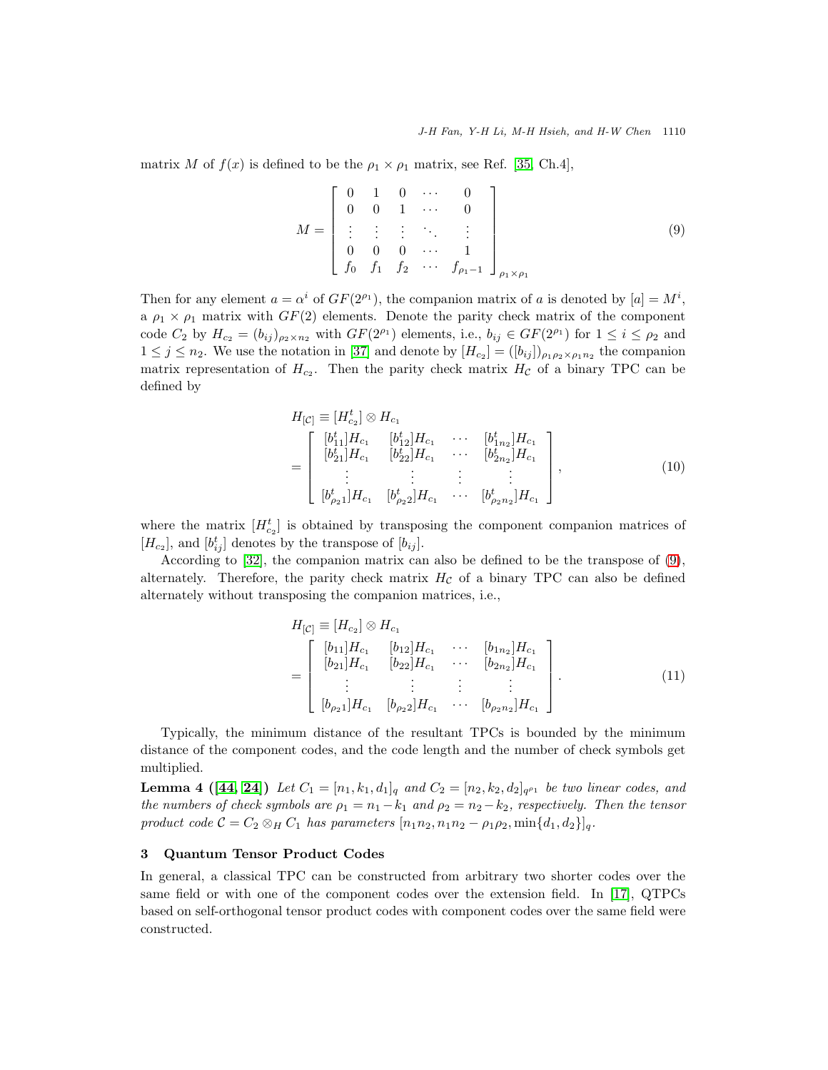matrix $M$ of $f(x)$ is defined to be the $\rho_1 \times \rho_1$ matrix, see Ref. [35, Ch.4],

$$M = \begin{bmatrix} 0 & 1 & 0 & \cdots & 0 \\ 0 & 0 & 1 & \cdots & 0 \\ \vdots & \vdots & \vdots & \ddots & \vdots \\ 0 & 0 & 0 & \cdots & 1 \\ f_0 & f_1 & f_2 & \cdots & f_{\rho_1 - 1} \end{bmatrix}_{\rho_1 \times \rho_1} \tag{9}$$

Then for any element $a = \alpha^i$ of $GF(2^{\rho_1})$, the companion matrix of $a$ is denoted by $[a] = M^i$, a $\rho_1 \times \rho_1$ matrix with $GF(2)$ elements. Denote the parity check matrix of the component code $C_2$ by $H_{c_2} = (b_{ij})_{\rho_2 \times n_2}$ with $GF(2^{\rho_1})$ elements, i.e., $b_{ij} \in GF(2^{\rho_1})$ for $1 \leq i \leq \rho_2$ and $1 \leq j \leq n_2$. We use the notation in [37] and denote by $[H_{c_2}] = ([b_{ij}])_{\rho_1\rho_2 \times \rho_1 n_2}$ the companion matrix representation of $H_{c_2}$. Then the parity check matrix $H_{\mathcal{C}}$ of a binary TPC can be defined by

$$\begin{aligned} H_{[\mathcal{C}]} &\equiv [H_{c_2}^t] \otimes H_{c_1} \\ &= \begin{bmatrix} [b_{11}^t]H_{c_1} & [b_{12}^t]H_{c_1} & \cdots & [b_{1n_2}^t]H_{c_1} \\ [b_{21}^t]H_{c_1} & [b_{22}^t]H_{c_1} & \cdots & [b_{2n_2}^t]H_{c_1} \\ \vdots & \vdots & \vdots & \vdots \\ [b_{\rho_2 1}^t]H_{c_1} & [b_{\rho_2 2}^t]H_{c_1} & \cdots & [b_{\rho_2 n_2}^t]H_{c_1} \end{bmatrix}, \end{aligned} \tag{10}$$

where the matrix $[H_{c_2}^t]$ is obtained by transposing the component companion matrices of $[H_{c_2}]$, and $[b_{ij}^t]$ denotes by the transpose of $[b_{ij}]$.

According to [32], the companion matrix can also be defined to be the transpose of (9), alternately. Therefore, the parity check matrix $H_{\mathcal{C}}$ of a binary TPC can also be defined alternately without transposing the companion matrices, i.e.,

$$\begin{aligned} H_{[\mathcal{C}]} &\equiv [H_{c_2}] \otimes H_{c_1} \\ &= \begin{bmatrix} [b_{11}]H_{c_1} & [b_{12}]H_{c_1} & \cdots & [b_{1n_2}]H_{c_1} \\ [b_{21}]H_{c_1} & [b_{22}]H_{c_1} & \cdots & [b_{2n_2}]H_{c_1} \\ \vdots & \vdots & \vdots & \vdots \\ [b_{\rho_2 1}]H_{c_1} & [b_{\rho_2 2}]H_{c_1} & \cdots & [b_{\rho_2 n_2}]H_{c_1} \end{bmatrix}. \end{aligned} \tag{11}$$

Typically, the minimum distance of the resultant TPCs is bounded by the minimum distance of the component codes, and the code length and the number of check symbols get multiplied.

**Lemma 4 ([44, 24])** *Let $C_1 = [n_1, k_1, d_1]_q$ and $C_2 = [n_2, k_2, d_2]_{q^{\rho_1}}$ be two linear codes, and the numbers of check symbols are $\rho_1 = n_1 - k_1$ and $\rho_2 = n_2 - k_2$, respectively. Then the tensor product code $\mathcal{C} = C_2 \otimes_H C_1$ has parameters $[n_1 n_2, n_1 n_2 - \rho_1 \rho_2, \min\{d_1, d_2\}]_q$.*

## 3 Quantum Tensor Product Codes

In general, a classical TPC can be constructed from arbitrary two shorter codes over the same field or with one of the component codes over the extension field. In [17], QTPCs based on self-orthogonal tensor product codes with component codes over the same field were constructed.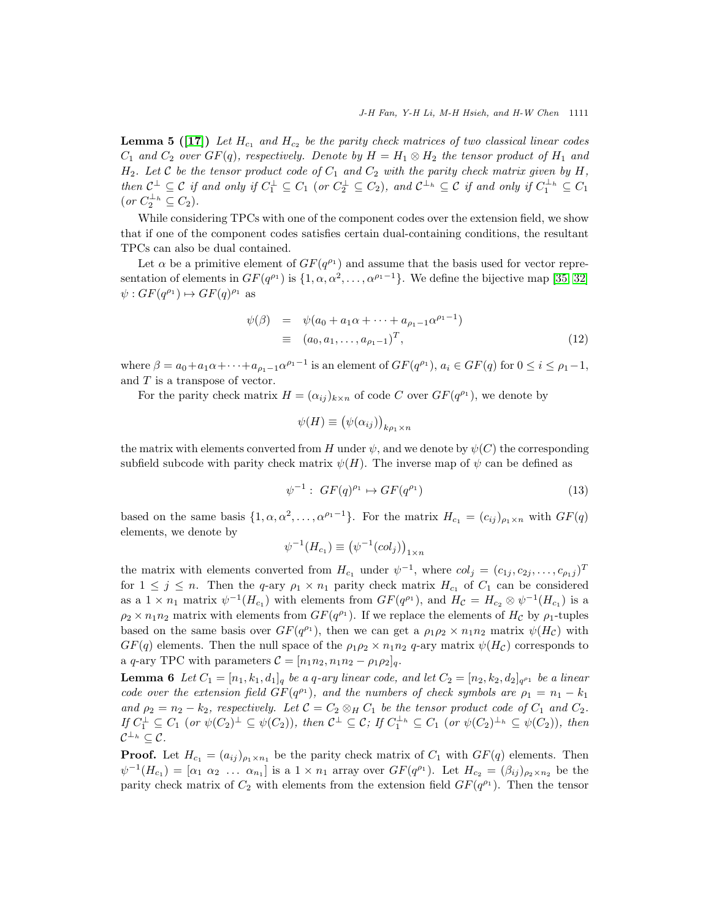**Lemma 5 ([17])** *Let $H_{c_1}$ and $H_{c_2}$ be the parity check matrices of two classical linear codes $C_1$ and $C_2$ over $GF(q)$, respectively. Denote by $H = H_1 \otimes H_2$ the tensor product of $H_1$ and $H_2$. Let $\mathcal{C}$ be the tensor product code of $C_1$ and $C_2$ with the parity check matrix given by $H$, then $\mathcal{C}^{\perp} \subseteq \mathcal{C}$ if and only if $C_1^{\perp} \subseteq C_1$ (or $C_2^{\perp} \subseteq C_2$), and $\mathcal{C}^{\perp_h} \subseteq \mathcal{C}$ if and only if $C_1^{\perp_h} \subseteq C_1$ (or $C_2^{\perp_h} \subseteq C_2$).*

While considering TPCs with one of the component codes over the extension field, we show that if one of the component codes satisfies certain dual-containing conditions, the resultant TPCs can also be dual contained.

Let $\alpha$ be a primitive element of $GF(q^{\rho_1})$ and assume that the basis used for vector representation of elements in $GF(q^{\rho_1})$ is $\{1, \alpha, \alpha^2, \ldots, \alpha^{\rho_1 - 1}\}$. We define the bijective map [35, 32] $\psi : GF(q^{\rho_1}) \mapsto GF(q)^{\rho_1}$ as

$$
\begin{aligned}
\psi(\beta) &= \psi(a_0 + a_1\alpha + \cdots + a_{\rho_1-1}\alpha^{\rho_1-1}) \\
&\equiv (a_0, a_1, \ldots, a_{\rho_1-1})^T,
\end{aligned} \tag{12}
$$

where $\beta = a_0 + a_1\alpha + \cdots + a_{\rho_1-1}\alpha^{\rho_1-1}$ is an element of $GF(q^{\rho_1})$, $a_i \in GF(q)$ for $0 \leq i \leq \rho_1 - 1$, and $T$ is a transpose of vector.

For the parity check matrix $H = (\alpha_{ij})_{k \times n}$ of code $C$ over $GF(q^{\rho_1})$, we denote by

$$
\psi(H) \equiv \left(\psi(\alpha_{ij})\right)_{k\rho_1 \times n}
$$

the matrix with elements converted from $H$ under $\psi$, and we denote by $\psi(C)$ the corresponding subfield subcode with parity check matrix $\psi(H)$. The inverse map of $\psi$ can be defined as

$$
\psi^{-1} : \; GF(q)^{\rho_1} \mapsto GF(q^{\rho_1}) \tag{13}
$$

based on the same basis $\{1, \alpha, \alpha^2, \ldots, \alpha^{\rho_1-1}\}$. For the matrix $H_{c_1} = (c_{ij})_{\rho_1 \times n}$ with $GF(q)$ elements, we denote by

$$
\psi^{-1}(H_{c_1}) \equiv \left(\psi^{-1}(col_j)\right)_{1 \times n}
$$

the matrix with elements converted from $H_{c_1}$ under $\psi^{-1}$, where $col_j = (c_{1j}, c_{2j}, \ldots, c_{\rho_1 j})^T$ for $1 \leq j \leq n$. Then the $q$-ary $\rho_1 \times n_1$ parity check matrix $H_{c_1}$ of $C_1$ can be considered as a $1 \times n_1$ matrix $\psi^{-1}(H_{c_1})$ with elements from $GF(q^{\rho_1})$, and $H_{\mathcal{C}} = H_{c_2} \otimes \psi^{-1}(H_{c_1})$ is a $\rho_2 \times n_1 n_2$ matrix with elements from $GF(q^{\rho_1})$. If we replace the elements of $H_{\mathcal{C}}$ by $\rho_1$-tuples based on the same basis over $GF(q^{\rho_1})$, then we can get a $\rho_1\rho_2 \times n_1 n_2$ matrix $\psi(H_{\mathcal{C}})$ with $GF(q)$ elements. Then the null space of the $\rho_1\rho_2 \times n_1 n_2$ $q$-ary matrix $\psi(H_{\mathcal{C}})$ corresponds to a $q$-ary TPC with parameters $\mathcal{C} = [n_1 n_2, n_1 n_2 - \rho_1 \rho_2]_q$.

**Lemma 6** *Let $C_1 = [n_1, k_1, d_1]_q$ be a $q$-ary linear code, and let $C_2 = [n_2, k_2, d_2]_{q^{\rho_1}}$ be a linear code over the extension field $GF(q^{\rho_1})$, and the numbers of check symbols are $\rho_1 = n_1 - k_1$ and $\rho_2 = n_2 - k_2$, respectively. Let $\mathcal{C} = C_2 \otimes_H C_1$ be the tensor product code of $C_1$ and $C_2$. If $C_1^{\perp} \subseteq C_1$ (or $\psi(C_2)^{\perp} \subseteq \psi(C_2)$), then $\mathcal{C}^{\perp} \subseteq \mathcal{C}$; If $C_1^{\perp_h} \subseteq C_1$ (or $\psi(C_2)^{\perp_h} \subseteq \psi(C_2)$), then $\mathcal{C}^{\perp_h} \subseteq \mathcal{C}$.*

**Proof.** Let $H_{c_1} = (a_{ij})_{\rho_1 \times n_1}$ be the parity check matrix of $C_1$ with $GF(q)$ elements. Then $\psi^{-1}(H_{c_1}) = [\alpha_1 \; \alpha_2 \; \ldots \; \alpha_{n_1}]$ is a $1 \times n_1$ array over $GF(q^{\rho_1})$. Let $H_{c_2} = (\beta_{ij})_{\rho_2 \times n_2}$ be the parity check matrix of $C_2$ with elements from the extension field $GF(q^{\rho_1})$. Then the tensor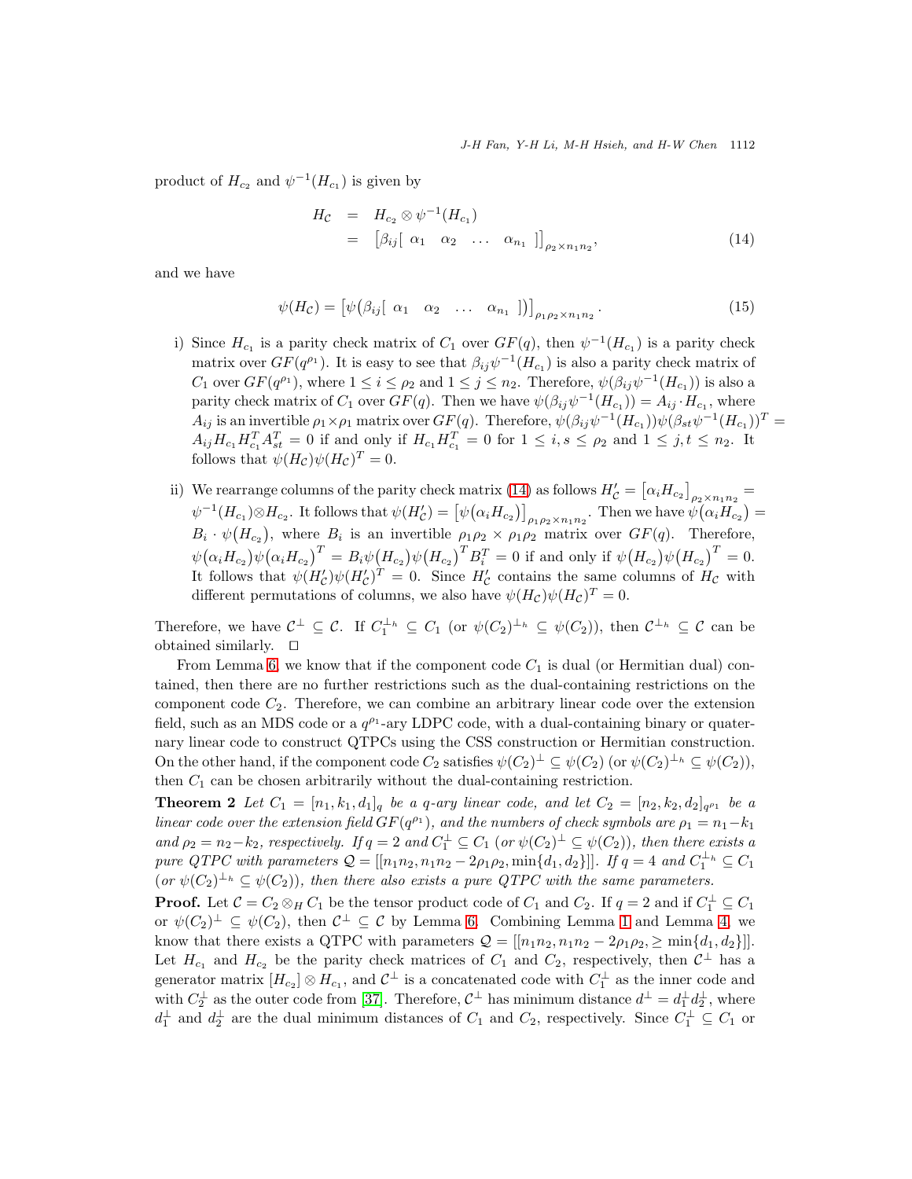product of $H_{c_2}$ and $\psi^{-1}(H_{c_1})$ is given by

$$
\begin{aligned}
H_{\mathcal{C}} &= H_{c_2} \otimes \psi^{-1}(H_{c_1}) \\
&= \left[\beta_{ij}[\begin{array}{cccc} \alpha_1 & \alpha_2 & \ldots & \alpha_{n_1} \end{array}]\right]_{\rho_2 \times n_1 n_2},
\end{aligned} \tag{14}
$$

and we have

$$
\psi(H_{\mathcal{C}}) = \left[\psi\big(\beta_{ij}[\begin{array}{cccc} \alpha_1 & \alpha_2 & \ldots & \alpha_{n_1} \end{array}]\big)\right]_{\rho_1\rho_2 \times n_1 n_2}. \tag{15}
$$

i) Since $H_{c_1}$ is a parity check matrix of $C_1$ over $GF(q)$, then $\psi^{-1}(H_{c_1})$ is a parity check matrix over $GF(q^{\rho_1})$. It is easy to see that $\beta_{ij}\psi^{-1}(H_{c_1})$ is also a parity check matrix of $C_1$ over $GF(q^{\rho_1})$, where $1 \le i \le \rho_2$ and $1 \le j \le n_2$. Therefore, $\psi(\beta_{ij}\psi^{-1}(H_{c_1}))$ is also a parity check matrix of $C_1$ over $GF(q)$. Then we have $\psi(\beta_{ij}\psi^{-1}(H_{c_1})) = A_{ij} \cdot H_{c_1}$, where $A_{ij}$ is an invertible $\rho_1 \times \rho_1$ matrix over $GF(q)$. Therefore, $\psi(\beta_{ij}\psi^{-1}(H_{c_1}))\psi(\beta_{st}\psi^{-1}(H_{c_1}))^T = A_{ij}H_{c_1}H_{c_1}^T A_{st}^T = 0$ if and only if $H_{c_1}H_{c_1}^T = 0$ for $1 \le i, s \le \rho_2$ and $1 \le j, t \le n_2$. It follows that $\psi(H_{\mathcal{C}})\psi(H_{\mathcal{C}})^T = 0$.

ii) We rearrange columns of the parity check matrix (14) as follows $H'_{\mathcal{C}} = \left[\alpha_i H_{c_2}\right]_{\rho_2 \times n_1 n_2} = \psi^{-1}(H_{c_1}) \otimes H_{c_2}$. It follows that $\psi(H'_{\mathcal{C}}) = \left[\psi\big(\alpha_i H_{c_2}\big)\right]_{\rho_1\rho_2 \times n_1 n_2}$. Then we have $\psi\big(\alpha_i H_{c_2}\big) = B_i \cdot \psi\big(H_{c_2}\big)$, where $B_i$ is an invertible $\rho_1\rho_2 \times \rho_1\rho_2$ matrix over $GF(q)$. Therefore, $\psi\big(\alpha_i H_{c_2}\big)\psi\big(\alpha_i H_{c_2}\big)^T = B_i\psi\big(H_{c_2}\big)\psi\big(H_{c_2}\big)^T B_i^T = 0$ if and only if $\psi\big(H_{c_2}\big)\psi\big(H_{c_2}\big)^T = 0$. It follows that $\psi(H'_{\mathcal{C}})\psi(H'_{\mathcal{C}})^T = 0$. Since $H'_{\mathcal{C}}$ contains the same columns of $H_{\mathcal{C}}$ with different permutations of columns, we also have $\psi(H_{\mathcal{C}})\psi(H_{\mathcal{C}})^T = 0$.

Therefore, we have $\mathcal{C}^\perp \subseteq \mathcal{C}$. If $C_1^{\perp_h} \subseteq C_1$ (or $\psi(C_2)^{\perp_h} \subseteq \psi(C_2)$), then $\mathcal{C}^{\perp_h} \subseteq \mathcal{C}$ can be obtained similarly. □

From Lemma 6, we know that if the component code $C_1$ is dual (or Hermitian dual) contained, then there are no further restrictions such as the dual-containing restrictions on the component code $C_2$. Therefore, we can combine an arbitrary linear code over the extension field, such as an MDS code or a $q^{\rho_1}$-ary LDPC code, with a dual-containing binary or quaternary linear code to construct QTPCs using the CSS construction or Hermitian construction. On the other hand, if the component code $C_2$ satisfies $\psi(C_2)^\perp \subseteq \psi(C_2)$ (or $\psi(C_2)^{\perp_h} \subseteq \psi(C_2)$), then $C_1$ can be chosen arbitrarily without the dual-containing restriction.

**Theorem 2** *Let $C_1 = [n_1, k_1, d_1]_q$ be a $q$-ary linear code, and let $C_2 = [n_2, k_2, d_2]_{q^{\rho_1}}$ be a linear code over the extension field $GF(q^{\rho_1})$, and the numbers of check symbols are $\rho_1 = n_1 - k_1$ and $\rho_2 = n_2 - k_2$, respectively. If $q = 2$ and $C_1^\perp \subseteq C_1$ (or $\psi(C_2)^\perp \subseteq \psi(C_2)$), then there exists a pure QTPC with parameters $\mathcal{Q} = [[n_1 n_2, n_1 n_2 - 2\rho_1\rho_2, \min\{d_1, d_2\}]]$. If $q = 4$ and $C_1^{\perp_h} \subseteq C_1$ (or $\psi(C_2)^{\perp_h} \subseteq \psi(C_2)$), then there also exists a pure QTPC with the same parameters.*

**Proof.** Let $\mathcal{C} = C_2 \otimes_H C_1$ be the tensor product code of $C_1$ and $C_2$. If $q = 2$ and if $C_1^\perp \subseteq C_1$ or $\psi(C_2)^\perp \subseteq \psi(C_2)$, then $\mathcal{C}^\perp \subseteq \mathcal{C}$ by Lemma 6. Combining Lemma 1 and Lemma 4, we know that there exists a QTPC with parameters $\mathcal{Q} = [[n_1 n_2, n_1 n_2 - 2\rho_1\rho_2, \ge \min\{d_1, d_2\}]]$. Let $H_{c_1}$ and $H_{c_2}$ be the parity check matrices of $C_1$ and $C_2$, respectively, then $\mathcal{C}^\perp$ has a generator matrix $[H_{c_2}] \otimes H_{c_1}$, and $\mathcal{C}^\perp$ is a concatenated code with $C_1^\perp$ as the inner code and with $C_2^\perp$ as the outer code from [37]. Therefore, $\mathcal{C}^\perp$ has minimum distance $d^\perp = d_1^\perp d_2^\perp$, where $d_1^\perp$ and $d_2^\perp$ are the dual minimum distances of $C_1$ and $C_2$, respectively. Since $C_1^\perp \subseteq C_1$ or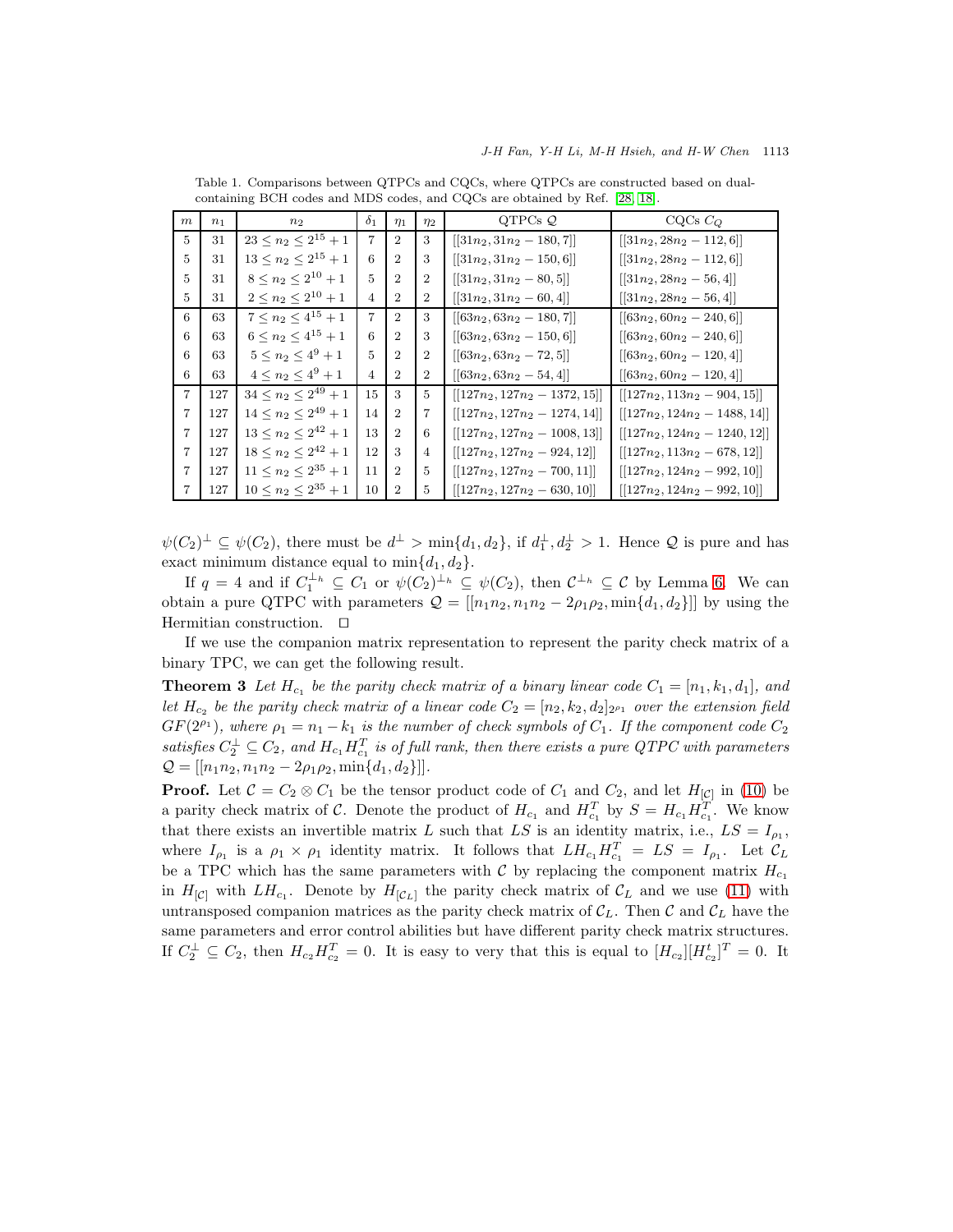Table 1. Comparisons between QTPCs and CQCs, where QTPCs are constructed based on dual-containing BCH codes and MDS codes, and CQCs are obtained by Ref. [28, 18].

| $m$ | $n_1$ | $n_2$ | $\delta_1$ | $\eta_1$ | $\eta_2$ | QTPCs $\mathcal{Q}$ | CQCs $C_Q$ |
|---|---|---|---|---|---|---|---|
| 5 | 31 | $23 \leq n_2 \leq 2^{15}+1$ | 7 | 2 | 3 | $[[31n_2, 31n_2 - 180, 7]]$ | $[[31n_2, 28n_2 - 112, 6]]$ |
| 5 | 31 | $13 \leq n_2 \leq 2^{15}+1$ | 6 | 2 | 3 | $[[31n_2, 31n_2 - 150, 6]]$ | $[[31n_2, 28n_2 - 112, 6]]$ |
| 5 | 31 | $8 \leq n_2 \leq 2^{10}+1$ | 5 | 2 | 2 | $[[31n_2, 31n_2 - 80, 5]]$ | $[[31n_2, 28n_2 - 56, 4]]$ |
| 5 | 31 | $2 \leq n_2 \leq 2^{10}+1$ | 4 | 2 | 2 | $[[31n_2, 31n_2 - 60, 4]]$ | $[[31n_2, 28n_2 - 56, 4]]$ |
| 6 | 63 | $7 \leq n_2 \leq 4^{15}+1$ | 7 | 2 | 3 | $[[63n_2, 63n_2 - 180, 7]]$ | $[[63n_2, 60n_2 - 240, 6]]$ |
| 6 | 63 | $6 \leq n_2 \leq 4^{15}+1$ | 6 | 2 | 3 | $[[63n_2, 63n_2 - 150, 6]]$ | $[[63n_2, 60n_2 - 240, 6]]$ |
| 6 | 63 | $5 \leq n_2 \leq 4^{9}+1$ | 5 | 2 | 2 | $[[63n_2, 63n_2 - 72, 5]]$ | $[[63n_2, 60n_2 - 120, 4]]$ |
| 6 | 63 | $4 \leq n_2 \leq 4^{9}+1$ | 4 | 2 | 2 | $[[63n_2, 63n_2 - 54, 4]]$ | $[[63n_2, 60n_2 - 120, 4]]$ |
| 7 | 127 | $34 \leq n_2 \leq 2^{49}+1$ | 15 | 3 | 5 | $[[127n_2, 127n_2 - 1372, 15]]$ | $[[127n_2, 113n_2 - 904, 15]]$ |
| 7 | 127 | $14 \leq n_2 \leq 2^{49}+1$ | 14 | 2 | 7 | $[[127n_2, 127n_2 - 1274, 14]]$ | $[[127n_2, 124n_2 - 1488, 14]]$ |
| 7 | 127 | $13 \leq n_2 \leq 2^{42}+1$ | 13 | 2 | 6 | $[[127n_2, 127n_2 - 1008, 13]]$ | $[[127n_2, 124n_2 - 1240, 12]]$ |
| 7 | 127 | $18 \leq n_2 \leq 2^{42}+1$ | 12 | 3 | 4 | $[[127n_2, 127n_2 - 924, 12]]$ | $[[127n_2, 113n_2 - 678, 12]]$ |
| 7 | 127 | $11 \leq n_2 \leq 2^{35}+1$ | 11 | 2 | 5 | $[[127n_2, 127n_2 - 700, 11]]$ | $[[127n_2, 124n_2 - 992, 10]]$ |
| 7 | 127 | $10 \leq n_2 \leq 2^{35}+1$ | 10 | 2 | 5 | $[[127n_2, 127n_2 - 630, 10]]$ | $[[127n_2, 124n_2 - 992, 10]]$ |

$\psi(C_2)^{\perp} \subseteq \psi(C_2)$, there must be $d^{\perp} > \min\{d_1, d_2\}$, if $d_1^{\perp}, d_2^{\perp} > 1$. Hence $\mathcal{Q}$ is pure and has exact minimum distance equal to $\min\{d_1, d_2\}$.

If $q = 4$ and if $C_1^{\perp_h} \subseteq C_1$ or $\psi(C_2)^{\perp_h} \subseteq \psi(C_2)$, then $\mathcal{C}^{\perp_h} \subseteq \mathcal{C}$ by Lemma 6. We can obtain a pure QTPC with parameters $\mathcal{Q} = [[n_1n_2, n_1n_2 - 2\rho_1\rho_2, \min\{d_1, d_2\}]]$ by using the Hermitian construction. $\square$

If we use the companion matrix representation to represent the parity check matrix of a binary TPC, we can get the following result.

**Theorem 3** *Let $H_{c_1}$ be the parity check matrix of a binary linear code $C_1 = [n_1, k_1, d_1]$, and let $H_{c_2}$ be the parity check matrix of a linear code $C_2 = [n_2, k_2, d_2]_{2^{\rho_1}}$ over the extension field $GF(2^{\rho_1})$, where $\rho_1 = n_1 - k_1$ is the number of check symbols of $C_1$. If the component code $C_2$ satisfies $C_2^{\perp} \subseteq C_2$, and $H_{c_1}H_{c_1}^T$ is of full rank, then there exists a pure QTPC with parameters $\mathcal{Q} = [[n_1n_2, n_1n_2 - 2\rho_1\rho_2, \min\{d_1, d_2\}]]$.*

**Proof.** Let $\mathcal{C} = C_2 \otimes C_1$ be the tensor product code of $C_1$ and $C_2$, and let $H_{[\mathcal{C}]}$ in (10) be a parity check matrix of $\mathcal{C}$. Denote the product of $H_{c_1}$ and $H_{c_1}^T$ by $S = H_{c_1}H_{c_1}^T$. We know that there exists an invertible matrix $L$ such that $LS$ is an identity matrix, i.e., $LS = I_{\rho_1}$, where $I_{\rho_1}$ is a $\rho_1 \times \rho_1$ identity matrix. It follows that $LH_{c_1}H_{c_1}^T = LS = I_{\rho_1}$. Let $\mathcal{C}_L$ be a TPC which has the same parameters with $\mathcal{C}$ by replacing the component matrix $H_{c_1}$ in $H_{[\mathcal{C}]}$ with $LH_{c_1}$. Denote by $H_{[\mathcal{C}_L]}$ the parity check matrix of $\mathcal{C}_L$ and we use (11) with untransposed companion matrices as the parity check matrix of $\mathcal{C}_L$. Then $\mathcal{C}$ and $\mathcal{C}_L$ have the same parameters and error control abilities but have different parity check matrix structures. If $C_2^{\perp} \subseteq C_2$, then $H_{c_2}H_{c_2}^T = 0$. It is easy to very that this is equal to $[H_{c_2}][H_{c_2}^t]^T = 0$. It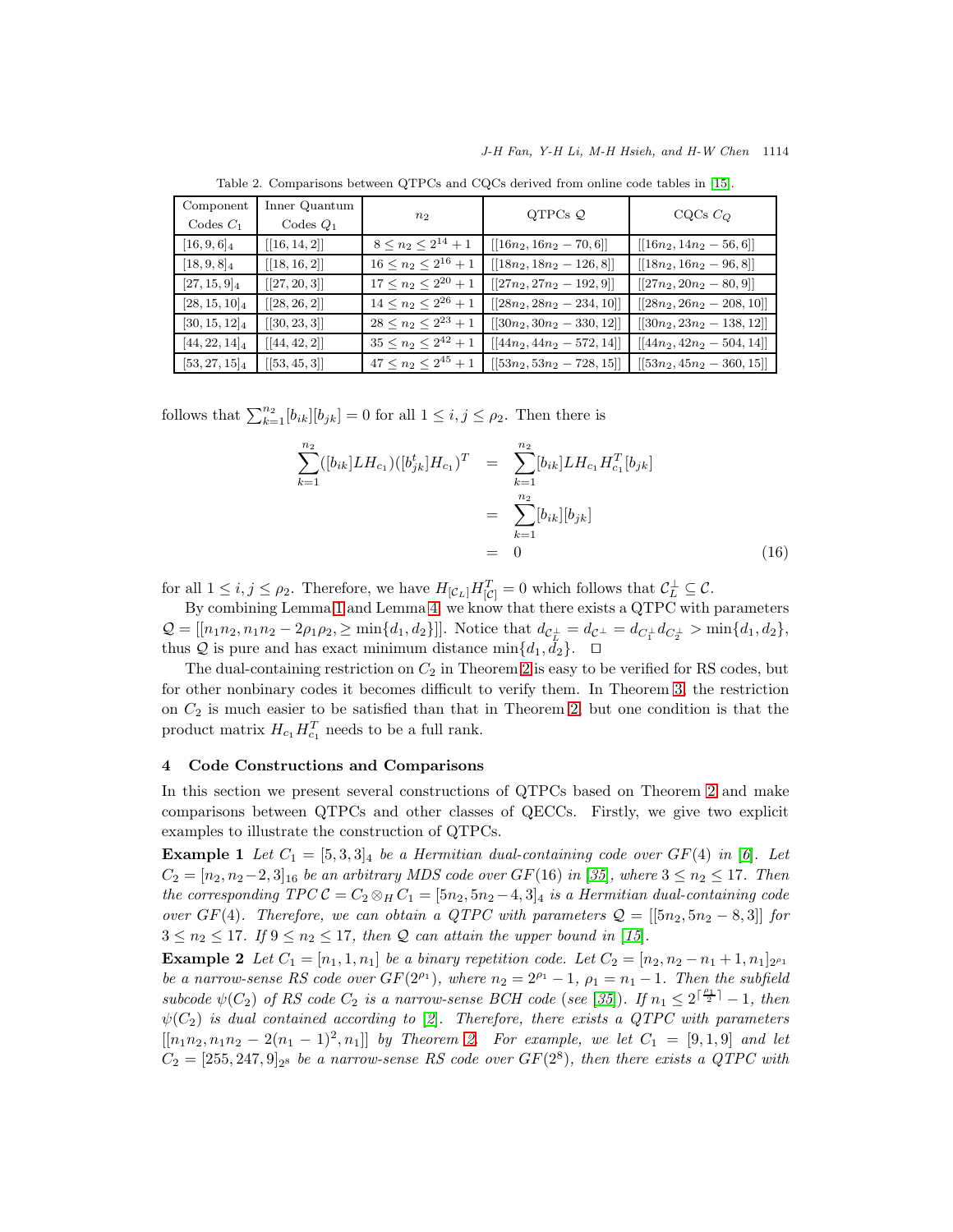Table 2. Comparisons between QTPCs and CQCs derived from online code tables in [15].

| Component Codes $C_1$ | Inner Quantum Codes $Q_1$ | $n_2$ | QTPCs $\mathcal{Q}$ | CQCs $C_Q$ |
|---|---|---|---|---|
| $[16,9,6]_4$ | $[[16,14,2]]$ | $8 \leq n_2 \leq 2^{14}+1$ | $[[16n_2, 16n_2-70, 6]]$ | $[[16n_2, 14n_2-56, 6]]$ |
| $[18,9,8]_4$ | $[[18,16,2]]$ | $16 \leq n_2 \leq 2^{16}+1$ | $[[18n_2, 18n_2-126, 8]]$ | $[[18n_2, 16n_2-96, 8]]$ |
| $[27,15,9]_4$ | $[[27,20,3]]$ | $17 \leq n_2 \leq 2^{20}+1$ | $[[27n_2, 27n_2-192, 9]]$ | $[[27n_2, 20n_2-80, 9]]$ |
| $[28,15,10]_4$ | $[[28,26,2]]$ | $14 \leq n_2 \leq 2^{26}+1$ | $[[28n_2, 28n_2-234, 10]]$ | $[[28n_2, 26n_2-208, 10]]$ |
| $[30,15,12]_4$ | $[[30,23,3]]$ | $28 \leq n_2 \leq 2^{23}+1$ | $[[30n_2, 30n_2-330, 12]]$ | $[[30n_2, 23n_2-138, 12]]$ |
| $[44,22,14]_4$ | $[[44,42,2]]$ | $35 \leq n_2 \leq 2^{42}+1$ | $[[44n_2, 44n_2-572, 14]]$ | $[[44n_2, 42n_2-504, 14]]$ |
| $[53,27,15]_4$ | $[[53,45,3]]$ | $47 \leq n_2 \leq 2^{45}+1$ | $[[53n_2, 53n_2-728, 15]]$ | $[[53n_2, 45n_2-360, 15]]$ |

follows that $\sum_{k=1}^{n_2}[b_{ik}][b_{jk}] = 0$ for all $1 \leq i,j \leq \rho_2$. Then there is

$$\begin{aligned}
\sum_{k=1}^{n_2}([b_{ik}]LH_{c_1})([b^t_{jk}]H_{c_1})^T &= \sum_{k=1}^{n_2}[b_{ik}]LH_{c_1}H_{c_1}^T[b_{jk}] \\
&= \sum_{k=1}^{n_2}[b_{ik}][b_{jk}] \\
&= 0 \qquad (16)
\end{aligned}$$

for all $1 \leq i,j \leq \rho_2$. Therefore, we have $H_{[\mathcal{C}_L]}H_{[\mathcal{C}]}^T = 0$ which follows that $\mathcal{C}_L^\perp \subseteq \mathcal{C}$.

By combining Lemma 1 and Lemma 4, we know that there exists a QTPC with parameters $\mathcal{Q} = [[n_1n_2, n_1n_2 - 2\rho_1\rho_2, \geq \min\{d_1,d_2\}]]$. Notice that $d_{\mathcal{C}_L^\perp} = d_{\mathcal{C}^\perp} = d_{C_1^\perp}d_{C_2^\perp} > \min\{d_1,d_2\}$, thus $\mathcal{Q}$ is pure and has exact minimum distance $\min\{d_1,d_2\}$. $\square$

The dual-containing restriction on $C_2$ in Theorem 2 is easy to be verified for RS codes, but for other nonbinary codes it becomes difficult to verify them. In Theorem 3, the restriction on $C_2$ is much easier to be satisfied than that in Theorem 2, but one condition is that the product matrix $H_{c_1}H_{c_1}^T$ needs to be a full rank.

## 4 Code Constructions and Comparisons

In this section we present several constructions of QTPCs based on Theorem 2 and make comparisons between QTPCs and other classes of QECCs. Firstly, we give two explicit examples to illustrate the construction of QTPCs.

**Example 1** *Let $C_1 = [5,3,3]_4$ be a Hermitian dual-containing code over $GF(4)$ in [6]. Let $C_2 = [n_2, n_2-2, 3]_{16}$ be an arbitrary MDS code over $GF(16)$ in [35], where $3 \leq n_2 \leq 17$. Then the corresponding TPC $\mathcal{C} = C_2 \otimes_H C_1 = [5n_2, 5n_2-4, 3]_4$ is a Hermitian dual-containing code over $GF(4)$. Therefore, we can obtain a QTPC with parameters $\mathcal{Q} = [[5n_2, 5n_2-8, 3]]$ for $3 \leq n_2 \leq 17$. If $9 \leq n_2 \leq 17$, then $\mathcal{Q}$ can attain the upper bound in [15].*

**Example 2** *Let $C_1 = [n_1, 1, n_1]$ be a binary repetition code. Let $C_2 = [n_2, n_2-n_1+1, n_1]_{2^{\rho_1}}$ be a narrow-sense RS code over $GF(2^{\rho_1})$, where $n_2 = 2^{\rho_1}-1$, $\rho_1 = n_1 - 1$. Then the subfield subcode $\psi(C_2)$ of RS code $C_2$ is a narrow-sense BCH code (see [35]). If $n_1 \leq 2^{\lceil \frac{\rho_1}{2} \rceil} - 1$, then $\psi(C_2)$ is dual contained according to [2]. Therefore, there exists a QTPC with parameters $[[n_1n_2, n_1n_2 - 2(n_1-1)^2, n_1]]$ by Theorem 2. For example, we let $C_1 = [9,1,9]$ and let $C_2 = [255, 247, 9]_{2^8}$ be a narrow-sense RS code over $GF(2^8)$, then there exists a QTPC with*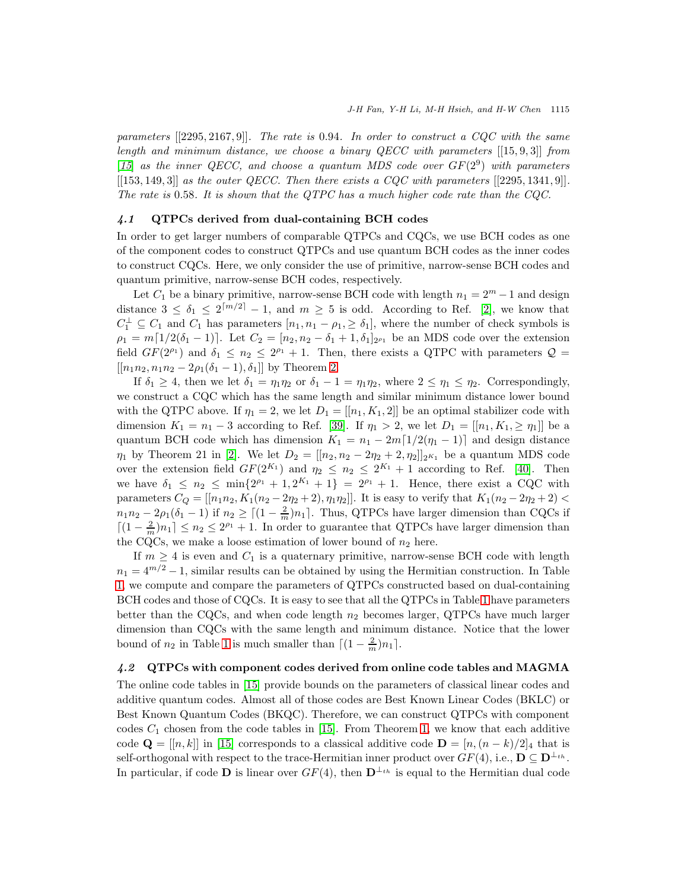*parameters* $[[2295, 2167, 9]]$. *The rate is* 0.94. *In order to construct a CQC with the same length and minimum distance, we choose a binary QECC with parameters* $[[15, 9, 3]]$ *from* [15] *as the inner QECC, and choose a quantum MDS code over* $GF(2^9)$ *with parameters* $[[153, 149, 3]]$ *as the outer QECC. Then there exists a CQC with parameters* $[[2295, 1341, 9]]$. *The rate is* 0.58. *It is shown that the QTPC has a much higher code rate than the CQC.*

### *4.1* QTPCs derived from dual-containing BCH codes

In order to get larger numbers of comparable QTPCs and CQCs, we use BCH codes as one of the component codes to construct QTPCs and use quantum BCH codes as the inner codes to construct CQCs. Here, we only consider the use of primitive, narrow-sense BCH codes and quantum primitive, narrow-sense BCH codes, respectively.

Let $C_1$ be a binary primitive, narrow-sense BCH code with length $n_1 = 2^m - 1$ and design distance $3 \leq \delta_1 \leq 2^{\lceil m/2 \rceil} - 1$, and $m \geq 5$ is odd. According to Ref. [2], we know that $C_1^{\perp} \subseteq C_1$ and $C_1$ has parameters $[n_1, n_1 - \rho_1, \geq \delta_1]$, where the number of check symbols is $\rho_1 = m\lceil 1/2(\delta_1 - 1) \rceil$. Let $C_2 = [n_2, n_2 - \delta_1 + 1, \delta_1]_{2^{\rho_1}}$ be an MDS code over the extension field $GF(2^{\rho_1})$ and $\delta_1 \leq n_2 \leq 2^{\rho_1} + 1$. Then, there exists a QTPC with parameters $\mathcal{Q} = [[n_1 n_2, n_1 n_2 - 2\rho_1(\delta_1 - 1), \delta_1]]$ by Theorem 2.

If $\delta_1 \geq 4$, then we let $\delta_1 = \eta_1 \eta_2$ or $\delta_1 - 1 = \eta_1 \eta_2$, where $2 \leq \eta_1 \leq \eta_2$. Correspondingly, we construct a CQC which has the same length and similar minimum distance lower bound with the QTPC above. If $\eta_1 = 2$, we let $D_1 = [[n_1, K_1, 2]]$ be an optimal stabilizer code with dimension $K_1 = n_1 - 3$ according to Ref. [39]. If $\eta_1 > 2$, we let $D_1 = [[n_1, K_1, \geq \eta_1]]$ be a quantum BCH code which has dimension $K_1 = n_1 - 2m\lceil 1/2(\eta_1 - 1) \rceil$ and design distance $\eta_1$ by Theorem 21 in [2]. We let $D_2 = [[n_2, n_2 - 2\eta_2 + 2, \eta_2]]_{2^{K_1}}$ be a quantum MDS code over the extension field $GF(2^{K_1})$ and $\eta_2 \leq n_2 \leq 2^{K_1} + 1$ according to Ref. [40]. Then we have $\delta_1 \leq n_2 \leq \min\{2^{\rho_1} + 1, 2^{K_1} + 1\} = 2^{\rho_1} + 1$. Hence, there exist a CQC with parameters $C_Q = [[n_1 n_2, K_1(n_2 - 2\eta_2 + 2), \eta_1 \eta_2]]$. It is easy to verify that $K_1(n_2 - 2\eta_2 + 2) < n_1 n_2 - 2\rho_1(\delta_1 - 1)$ if $n_2 \geq \lceil (1 - \frac{2}{m}) n_1 \rceil$. Thus, QTPCs have larger dimension than CQCs if $\lceil (1 - \frac{2}{m}) n_1 \rceil \leq n_2 \leq 2^{\rho_1} + 1$. In order to guarantee that QTPCs have larger dimension than the CQCs, we make a loose estimation of lower bound of $n_2$ here.

If $m \geq 4$ is even and $C_1$ is a quaternary primitive, narrow-sense BCH code with length $n_1 = 4^{m/2} - 1$, similar results can be obtained by using the Hermitian construction. In Table 1, we compute and compare the parameters of QTPCs constructed based on dual-containing BCH codes and those of CQCs. It is easy to see that all the QTPCs in Table 1 have parameters better than the CQCs, and when code length $n_2$ becomes larger, QTPCs have much larger dimension than CQCs with the same length and minimum distance. Notice that the lower bound of $n_2$ in Table 1 is much smaller than $\lceil (1 - \frac{2}{m}) n_1 \rceil$.

### *4.2* QTPCs with component codes derived from online code tables and MAGMA

The online code tables in [15] provide bounds on the parameters of classical linear codes and additive quantum codes. Almost all of those codes are Best Known Linear Codes (BKLC) or Best Known Quantum Codes (BKQC). Therefore, we can construct QTPCs with component codes $C_1$ chosen from the code tables in [15]. From Theorem 1, we know that each additive code $\mathbf{Q} = [[n, k]]$ in [15] corresponds to a classical additive code $\mathbf{D} = [n, (n - k)/2]_4$ that is self-orthogonal with respect to the trace-Hermitian inner product over $GF(4)$, i.e., $\mathbf{D} \subseteq \mathbf{D}^{\perp_{th}}$. In particular, if code $\mathbf{D}$ is linear over $GF(4)$, then $\mathbf{D}^{\perp_{th}}$ is equal to the Hermitian dual code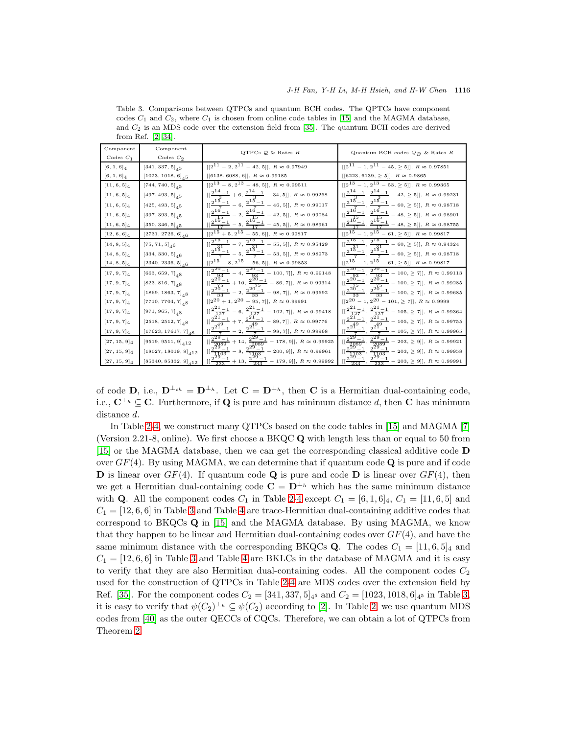Table 3. Comparisons between QTPCs and quantum BCH codes. The QPTCs have component codes $C_1$ and $C_2$, where $C_1$ is chosen from online code tables in [15] and the MAGMA database, and $C_2$ is an MDS code over the extension field from [35]. The quantum BCH codes are derived from Ref. [2, 34].

| Component Codes $C_1$ | Component Codes $C_2$ | QTPCs $\mathcal{Q}$ & Rates $R$ | Quantum BCH codes $Q_B$ & Rates $R$ |
|---|---|---|---|
| $[6,1,6]_4$ | $[341,337,5]_{4^5}$ | $[[2^{11}-2, 2^{11}-42, 5]]$, $R \approx 0.97949$ | $[[2^{11}-1, 2^{11}-45, \geq 5]]$, $R \approx 0.97851$ |
| $[6,1,6]_4$ | $[1023,1018,6]_{4^5}$ | $[[6138, 6088, 6]]$, $R \approx 0.99185$ | $[[6223, 6139, \geq 5]]$, $R \approx 0.9865$ |
| $[11,6,5]_4$ | $[744,740,5]_{4^5}$ | $[[2^{13}-8, 2^{13}-48, 5]]$, $R \approx 0.99511$ | $[[2^{13}-1, 2^{13}-53, \geq 5]]$, $R \approx 0.99365$ |
| $[11,6,5]_4$ | $[497,493,5]_{4^5}$ | $[[\frac{2^{14}-1}{3}+6, \frac{2^{14}-1}{3}-34, 5]]$, $R \approx 0.99268$ | $[[\frac{2^{14}-1}{3}, \frac{2^{14}-1}{3}-42, \geq 5]]$, $R \approx 0.99231$ |
| $[11,6,5]_4$ | $[425,493,5]_{4^5}$ | $[[\frac{2^{15}-1}{7}-6, \frac{2^{15}-1}{7}-46, 5]]$, $R \approx 0.99017$ | $[[\frac{2^{15}-1}{7}, \frac{2^{15}-1}{7}-60, \geq 5]]$, $R \approx 0.98718$ |
| $[11,6,5]_4$ | $[397,393,5]_{4^5}$ | $[[\frac{2^{16}-1}{15}-2, \frac{2^{16}-1}{15}-42, 5]]$, $R \approx 0.99084$ | $[[\frac{2^{16}-1}{15}, \frac{2^{16}-1}{15}-48, \geq 5]]$, $R \approx 0.98901$ |
| $[11,6,5]_4$ | $[350,346,5]_{4^5}$ | $[[\frac{2^{16}-1}{17}-5, \frac{2^{16}-1}{17}-45, 5]]$, $R \approx 0.98961$ | $[[\frac{2^{16}-1}{17}, \frac{2^{16}-1}{17}-48, \geq 5]]$, $R \approx 0.98755$ |
| $[12,6,6]_4$ | $[2731,2726,6]_{4^6}$ | $[[2^{15}+5, 2^{15}-55, 6]]$, $R \approx 0.99817$ | $[[2^{15}-1, 2^{15}-61, \geq 5]]$, $R \approx 0.99817$ |
| $[14,8,5]_4$ | $[75,71,5]_{4^6}$ | $[[\frac{2^{15}-1}{31}-7, \frac{2^{15}-1}{31}-55, 5]]$, $R \approx 0.95429$ | $[[\frac{2^{15}-1}{31}, \frac{2^{15}-1}{31}-60, \geq 5]]$, $R \approx 0.94324$ |
| $[14,8,5]_4$ | $[334,330,5]_{4^6}$ | $[[\frac{2^{15}-1}{7}-5, \frac{2^{15}-1}{7}-53, 5]]$, $R \approx 0.98973$ | $[[\frac{2^{15}-1}{7}, \frac{2^{15}-1}{7}-60, \geq 5]]$, $R \approx 0.98718$ |
| $[14,8,5]_4$ | $[2340,2336,5]_{4^6}$ | $[[2^{15}-8, 2^{15}-56, 5]]$, $R \approx 0.99853$ | $[[2^{15}-1, 2^{15}-61, \geq 5]]$, $R \approx 0.99817$ |
| $[17,9,7]_4$ | $[663,659,7]_{4^8}$ | $[[\frac{2^{20}-1}{93}-4, \frac{2^{20}-1}{93}-100, 7]]$, $R \approx 0.99148$ | $[[\frac{2^{20}-1}{93}, \frac{2^{20}-1}{93}-100, \geq 7]]$, $R \approx 0.99113$ |
| $[17,9,7]_4$ | $[823,816,7]_{4^8}$ | $[[\frac{2^{20}-1}{75}+10, \frac{2^{20}-1}{75}-86, 7]]$, $R \approx 0.99314$ | $[[\frac{2^{20}-1}{75}, \frac{2^{20}-1}{75}-100, \geq 7]]$, $R \approx 0.99285$ |
| $[17,9,7]_4$ | $[1869,1863,7]_{4^8}$ | $[[\frac{2^{20}-1}{33}-2, \frac{2^{20}-1}{33}-98, 7]]$, $R \approx 0.99692$ | $[[\frac{2^{20}-1}{33}, \frac{2^{20}-1}{33}-100, \geq 7]]$, $R \approx 0.99685$ |
| $[17,9,7]_4$ | $[7710,7704,7]_{4^8}$ | $[[2^{20}+1, 2^{20}-95, 7]]$, $R \approx 0.99991$ | $[[2^{20}-1, 2^{20}-101, \geq 7]]$, $R \approx 0.9999$ |
| $[17,9,7]_4$ | $[971,965,7]_{4^8}$ | $[[\frac{2^{21}-1}{127}-6, \frac{2^{21}-1}{127}-102, 7]]$, $R \approx 0.99418$ | $[[\frac{2^{21}-1}{127}, \frac{2^{21}-1}{127}-105, \geq 7]]$, $R \approx 0.99364$ |
| $[17,9,7]_4$ | $[2518,2512,7]_{4^8}$ | $[[\frac{2^{21}-1}{49}+7, \frac{2^{21}-1}{49}-89, 7]]$, $R \approx 0.99776$ | $[[\frac{2^{21}-1}{49}, \frac{2^{21}-1}{49}-105, \geq 7]]$, $R \approx 0.99755$ |
| $[17,9,7]_4$ | $[17623,17617,7]_{4^8}$ | $[[\frac{2^{21}-1}{7}-2, \frac{2^{21}-1}{7}-98, 7]]$, $R \approx 0.99968$ | $[[\frac{2^{21}-1}{7}, \frac{2^{21}-1}{7}-105, \geq 7]]$, $R \approx 0.99965$ |
| $[27,15,9]_4$ | $[9519,9511,9]_{4^{12}}$ | $[[\frac{2^{29}-1}{2089}+14, \frac{2^{29}-1}{2089}-178, 9]]$, $R \approx 0.99925$ | $[[\frac{2^{29}-1}{2089}, \frac{2^{29}-1}{2089}-203, \geq 9]]$, $R \approx 0.99921$ |
| $[27,15,9]_4$ | $[18027,18019,9]_{4^{12}}$ | $[[\frac{2^{29}-1}{1103}-8, \frac{2^{29}-1}{1103}-200, 9]]$, $R \approx 0.99961$ | $[[\frac{2^{29}-1}{1103}, \frac{2^{29}-1}{1103}-203, \geq 9]]$, $R \approx 0.99958$ |
| $[27,15,9]_4$ | $[85340,85332,9]_{4^{12}}$ | $[[\frac{2^{29}-1}{233}+13, \frac{2^{29}-1}{233}-179, 9]]$, $R \approx 0.99992$ | $[[\frac{2^{29}-1}{233}, \frac{2^{29}-1}{233}-203, \geq 9]]$, $R \approx 0.99991$ |

of code $\mathbf{D}$, i.e., $\mathbf{D}^{\perp_{th}} = \mathbf{D}^{\perp_h}$. Let $\mathbf{C} = \mathbf{D}^{\perp_h}$, then $\mathbf{C}$ is a Hermitian dual-containing code, i.e., $\mathbf{C}^{\perp_h} \subseteq \mathbf{C}$. Furthermore, if $\mathbf{Q}$ is pure and has minimum distance $d$, then $\mathbf{C}$ has minimum distance $d$.

In Table 2-4, we construct many QTPCs based on the code tables in [15] and MAGMA [7] (Version 2.21-8, online). We first choose a BKQC $\mathbf{Q}$ with length less than or equal to 50 from [15] or the MAGMA database, then we can get the corresponding classical additive code $\mathbf{D}$ over $GF(4)$. By using MAGMA, we can determine that if quantum code $\mathbf{Q}$ is pure and if code $\mathbf{D}$ is linear over $GF(4)$. If quantum code $\mathbf{Q}$ is pure and code $\mathbf{D}$ is linear over $GF(4)$, then we get a Hermitian dual-containing code $\mathbf{C} = \mathbf{D}^{\perp_h}$ which has the same minimum distance with $\mathbf{Q}$. All the component codes $C_1$ in Table 2-4 except $C_1 = [6,1,6]_4$, $C_1 = [11,6,5]$ and $C_1 = [12,6,6]$ in Table 3 and Table 4 are trace-Hermitian dual-containing additive codes that correspond to BKQCs $\mathbf{Q}$ in [15] and the MAGMA database. By using MAGMA, we know that they happen to be linear and Hermitian dual-containing codes over $GF(4)$, and have the same minimum distance with the corresponding BKQCs $\mathbf{Q}$. The codes $C_1 = [11,6,5]_4$ and $C_1 = [12,6,6]$ in Table 3 and Table 4 are BKLCs in the database of MAGMA and it is easy to verify that they are also Hermitian dual-containing codes. All the component codes $C_2$ used for the construction of QTPCs in Table 2-4 are MDS codes over the extension field by Ref. [35]. For the component codes $C_2 = [341,337,5]_{4^5}$ and $C_2 = [1023,1018,6]_{4^5}$ in Table 3, it is easy to verify that $\psi(C_2)^{\perp_h} \subseteq \psi(C_2)$ according to [2]. In Table 2, we use quantum MDS codes from [40] as the outer QECCs of CQCs. Therefore, we can obtain a lot of QTPCs from Theorem 2.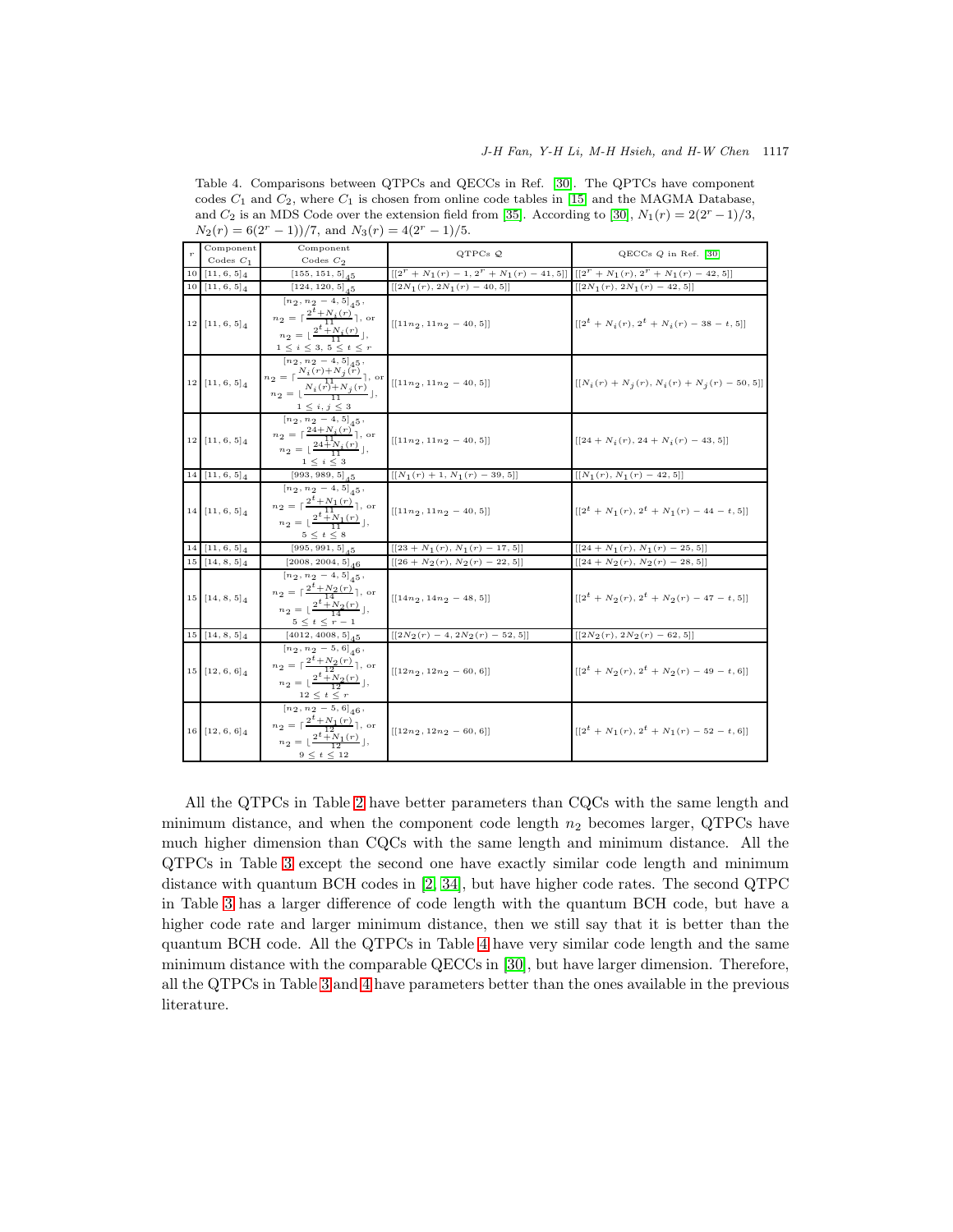Table 4. Comparisons between QTPCs and QECCs in Ref. [30]. The QPTCs have component codes $C_1$ and $C_2$, where $C_1$ is chosen from online code tables in [15] and the MAGMA Database, and $C_2$ is an MDS Code over the extension field from [35]. According to [30], $N_1(r) = 2(2^r - 1)/3$, $N_2(r) = 6(2^r - 1))/7$, and $N_3(r) = 4(2^r - 1)/5$.

| $r$ | Component Codes $C_1$ | Component Codes $C_2$ | QTPCs $\mathcal{Q}$ | QECCs $Q$ in Ref. [30] |
|---|---|---|---|---|
| 10 | $[11, 6, 5]_4$ | $[155, 151, 5]_{4^5}$ | $[[2^r + N_1(r) - 1, 2^r + N_1(r) - 41, 5]]$ | $[[2^r + N_1(r), 2^r + N_1(r) - 42, 5]]$ |
| 10 | $[11, 6, 5]_4$ | $[124, 120, 5]_{4^5}$ | $[[2N_1(r), 2N_1(r) - 40, 5]]$ | $[[2N_1(r), 2N_1(r) - 42, 5]]$ |
| 12 | $[11, 6, 5]_4$ | $[n_2, n_2 - 4, 5]_{4^5}$, $n_2 = \lceil \frac{2^t + N_i(r)}{11} \rceil$, or $n_2 = \lfloor \frac{2^t + N_i(r)}{11} \rfloor$, $1 \le i \le 3$, $5 \le t \le r$ | $[[11n_2, 11n_2 - 40, 5]]$ | $[[2^t + N_i(r), 2^t + N_i(r) - 38 - t, 5]]$ |
| 12 | $[11, 6, 5]_4$ | $[n_2, n_2 - 4, 5]_{4^5}$, $n_2 = \lceil \frac{N_i(r) + N_j(r)}{11} \rceil$, or $n_2 = \lfloor \frac{N_i(r) + N_j(r)}{11} \rfloor$, $1 \le i, j \le 3$ | $[[11n_2, 11n_2 - 40, 5]]$ | $[[N_i(r) + N_j(r), N_i(r) + N_j(r) - 50, 5]]$ |
| 12 | $[11, 6, 5]_4$ | $[n_2, n_2 - 4, 5]_{4^5}$, $n_2 = \lceil \frac{24 + N_i(r)}{11} \rceil$, or $n_2 = \lfloor \frac{24 + N_i(r)}{11} \rfloor$, $1 \le i \le 3$ | $[[11n_2, 11n_2 - 40, 5]]$ | $[[24 + N_i(r), 24 + N_i(r) - 43, 5]]$ |
| 14 | $[11, 6, 5]_4$ | $[993, 989, 5]_{4^5}$ | $[[N_1(r) + 1, N_1(r) - 39, 5]]$ | $[[N_1(r), N_1(r) - 42, 5]]$ |
| 14 | $[11, 6, 5]_4$ | $[n_2, n_2 - 4, 5]_{4^5}$, $n_2 = \lceil \frac{2^t + N_1(r)}{11} \rceil$, or $n_2 = \lfloor \frac{2^t + N_1(r)}{11} \rfloor$, $5 \le t \le 8$ | $[[11n_2, 11n_2 - 40, 5]]$ | $[[2^t + N_1(r), 2^t + N_1(r) - 44 - t, 5]]$ |
| 14 | $[11, 6, 5]_4$ | $[995, 991, 5]_{4^5}$ | $[[23 + N_1(r), N_1(r) - 17, 5]]$ | $[[24 + N_1(r), N_1(r) - 25, 5]]$ |
| 15 | $[14, 8, 5]_4$ | $[2008, 2004, 5]_{4^6}$ | $[[26 + N_2(r), N_2(r) - 22, 5]]$ | $[[24 + N_2(r), N_2(r) - 28, 5]]$ |
| 15 | $[14, 8, 5]_4$ | $[n_2, n_2 - 4, 5]_{4^5}$, $n_2 = \lceil \frac{2^t + N_2(r)}{14} \rceil$, or $n_2 = \lfloor \frac{2^t + N_2(r)}{14} \rfloor$, $5 \le t \le r - 1$ | $[[14n_2, 14n_2 - 48, 5]]$ | $[[2^t + N_2(r), 2^t + N_2(r) - 47 - t, 5]]$ |
| 15 | $[14, 8, 5]_4$ | $[4012, 4008, 5]_{4^5}$ | $[[2N_2(r) - 4, 2N_2(r) - 52, 5]]$ | $[[2N_2(r), 2N_2(r) - 62, 5]]$ |
| 15 | $[12, 6, 6]_4$ | $[n_2, n_2 - 5, 6]_{4^6}$, $n_2 = \lceil \frac{2^t + N_2(r)}{12} \rceil$, or $n_2 = \lfloor \frac{2^t + N_2(r)}{12} \rfloor$, $12 \le t \le r$ | $[[12n_2, 12n_2 - 60, 6]]$ | $[[2^t + N_2(r), 2^t + N_2(r) - 49 - t, 6]]$ |
| 16 | $[12, 6, 6]_4$ | $[n_2, n_2 - 5, 6]_{4^6}$, $n_2 = \lceil \frac{2^t + N_1(r)}{12} \rceil$, or $n_2 = \lfloor \frac{2^t + N_1(r)}{12} \rfloor$, $9 \le t \le 12$ | $[[12n_2, 12n_2 - 60, 6]]$ | $[[2^t + N_1(r), 2^t + N_1(r) - 52 - t, 6]]$ |

All the QTPCs in Table 2 have better parameters than CQCs with the same length and minimum distance, and when the component code length $n_2$ becomes larger, QTPCs have much higher dimension than CQCs with the same length and minimum distance. All the QTPCs in Table 3 except the second one have exactly similar code length and minimum distance with quantum BCH codes in [2, 34], but have higher code rates. The second QTPC in Table 3 has a larger difference of code length with the quantum BCH code, but have a higher code rate and larger minimum distance, then we still say that it is better than the quantum BCH code. All the QTPCs in Table 4 have very similar code length and the same minimum distance with the comparable QECCs in [30], but have larger dimension. Therefore, all the QTPCs in Table 3 and 4 have parameters better than the ones available in the previous literature.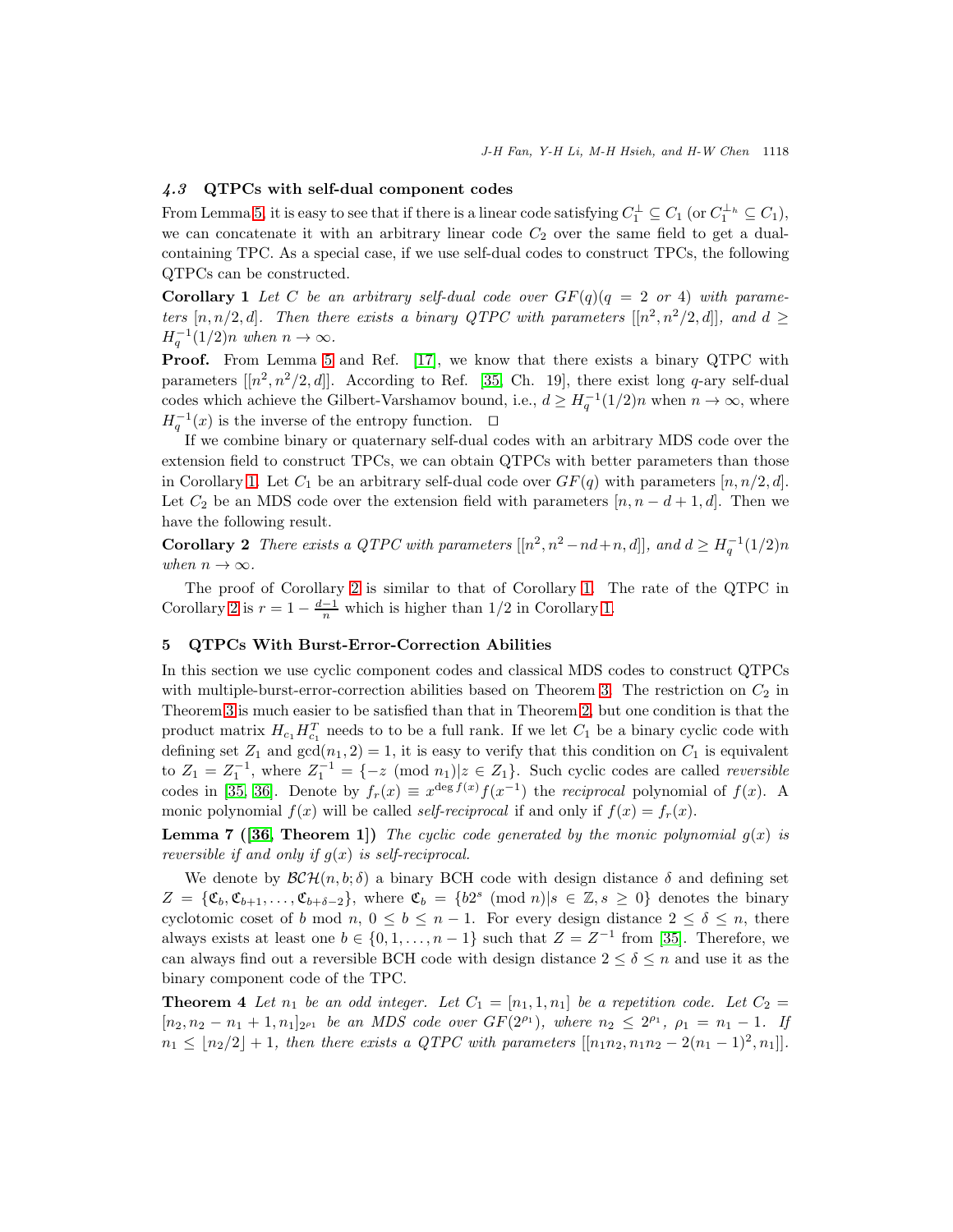### *4.3* QTPCs with self-dual component codes

From Lemma 5, it is easy to see that if there is a linear code satisfying $C_1^{\perp} \subseteq C_1$ (or $C_1^{\perp_h} \subseteq C_1$), we can concatenate it with an arbitrary linear code $C_2$ over the same field to get a dual-containing TPC. As a special case, if we use self-dual codes to construct TPCs, the following QTPCs can be constructed.

**Corollary 1** *Let $C$ be an arbitrary self-dual code over $GF(q)(q = 2$ or $4)$ with parameters $[n, n/2, d]$. Then there exists a binary QTPC with parameters $[[n^2, n^2/2, d]]$, and $d \geq H_q^{-1}(1/2)n$ when $n \to \infty$.*

**Proof.** From Lemma 5 and Ref. [17], we know that there exists a binary QTPC with parameters $[[n^2, n^2/2, d]]$. According to Ref. [35, Ch. 19], there exist long $q$-ary self-dual codes which achieve the Gilbert-Varshamov bound, i.e., $d \geq H_q^{-1}(1/2)n$ when $n \to \infty$, where $H_q^{-1}(x)$ is the inverse of the entropy function. $\square$

If we combine binary or quaternary self-dual codes with an arbitrary MDS code over the extension field to construct TPCs, we can obtain QTPCs with better parameters than those in Corollary 1. Let $C_1$ be an arbitrary self-dual code over $GF(q)$ with parameters $[n, n/2, d]$. Let $C_2$ be an MDS code over the extension field with parameters $[n, n-d+1, d]$. Then we have the following result.

**Corollary 2** *There exists a QTPC with parameters $[[n^2, n^2 - nd + n, d]]$, and $d \geq H_q^{-1}(1/2)n$ when $n \to \infty$.*

The proof of Corollary 2 is similar to that of Corollary 1. The rate of the QTPC in Corollary 2 is $r = 1 - \frac{d-1}{n}$ which is higher than $1/2$ in Corollary 1.

## 5 QTPCs With Burst-Error-Correction Abilities

In this section we use cyclic component codes and classical MDS codes to construct QTPCs with multiple-burst-error-correction abilities based on Theorem 3. The restriction on $C_2$ in Theorem 3 is much easier to be satisfied than that in Theorem 2, but one condition is that the product matrix $H_{c_1} H_{c_1}^T$ needs to to be a full rank. If we let $C_1$ be a binary cyclic code with defining set $Z_1$ and $\gcd(n_1, 2) = 1$, it is easy to verify that this condition on $C_1$ is equivalent to $Z_1 = Z_1^{-1}$, where $Z_1^{-1} = \{-z \pmod{n_1} | z \in Z_1\}$. Such cyclic codes are called *reversible* codes in [35, 36]. Denote by $f_r(x) \equiv x^{\deg f(x)} f(x^{-1})$ the *reciprocal* polynomial of $f(x)$. A monic polynomial $f(x)$ will be called *self-reciprocal* if and only if $f(x) = f_r(x)$.

**Lemma 7 ([36, Theorem 1])** *The cyclic code generated by the monic polynomial $g(x)$ is reversible if and only if $g(x)$ is self-reciprocal.*

We denote by $\mathcal{BCH}(n, b; \delta)$ a binary BCH code with design distance $\delta$ and defining set $Z = \{\mathfrak{C}_b, \mathfrak{C}_{b+1}, \ldots, \mathfrak{C}_{b+\delta-2}\}$, where $\mathfrak{C}_b = \{b2^s \pmod{n} | s \in \mathbb{Z}, s \geq 0\}$ denotes the binary cyclotomic coset of $b$ mod $n$, $0 \leq b \leq n-1$. For every design distance $2 \leq \delta \leq n$, there always exists at least one $b \in \{0, 1, \ldots, n-1\}$ such that $Z = Z^{-1}$ from [35]. Therefore, we can always find out a reversible BCH code with design distance $2 \leq \delta \leq n$ and use it as the binary component code of the TPC.

**Theorem 4** *Let $n_1$ be an odd integer. Let $C_1 = [n_1, 1, n_1]$ be a repetition code. Let $C_2 = [n_2, n_2 - n_1 + 1, n_1]_{2^{\rho_1}}$ be an MDS code over $GF(2^{\rho_1})$, where $n_2 \leq 2^{\rho_1}$, $\rho_1 = n_1 - 1$. If $n_1 \leq \lfloor n_2/2 \rfloor + 1$, then there exists a QTPC with parameters $[[n_1 n_2, n_1 n_2 - 2(n_1 - 1)^2, n_1]]$.*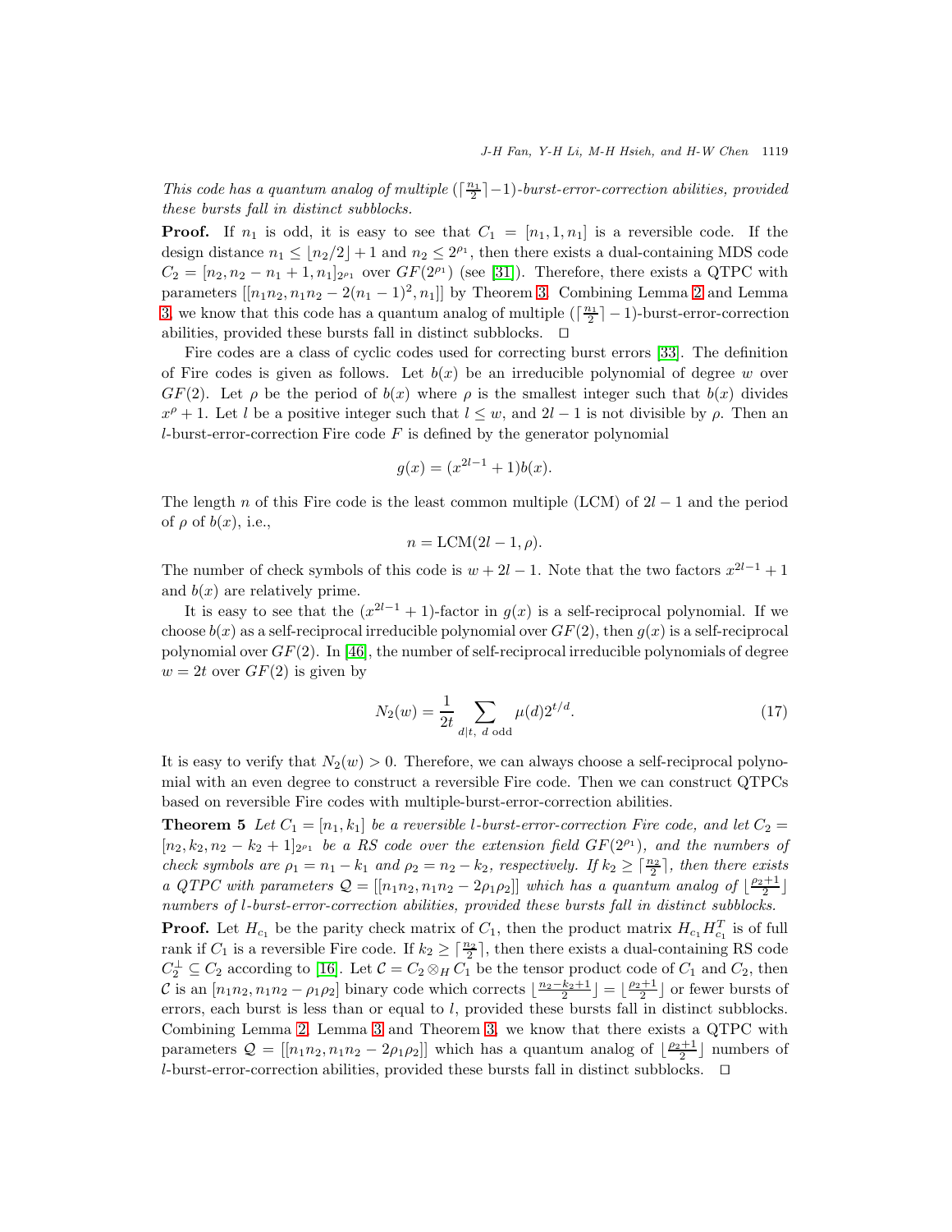*This code has a quantum analog of multiple $(\lceil \frac{n_1}{2} \rceil - 1)$-burst-error-correction abilities, provided these bursts fall in distinct subblocks.*

**Proof.** If $n_1$ is odd, it is easy to see that $C_1 = [n_1, 1, n_1]$ is a reversible code. If the design distance $n_1 \leq \lfloor n_2/2 \rfloor + 1$ and $n_2 \leq 2^{\rho_1}$, then there exists a dual-containing MDS code $C_2 = [n_2, n_2 - n_1 + 1, n_1]_{2^{\rho_1}}$ over $GF(2^{\rho_1})$ (see [31]). Therefore, there exists a QTPC with parameters $[[n_1 n_2, n_1 n_2 - 2(n_1 - 1)^2, n_1]]$ by Theorem 3. Combining Lemma 2 and Lemma 3, we know that this code has a quantum analog of multiple $(\lceil \frac{n_1}{2} \rceil - 1)$-burst-error-correction abilities, provided these bursts fall in distinct subblocks. □

Fire codes are a class of cyclic codes used for correcting burst errors [33]. The definition of Fire codes is given as follows. Let $b(x)$ be an irreducible polynomial of degree $w$ over $GF(2)$. Let $\rho$ be the period of $b(x)$ where $\rho$ is the smallest integer such that $b(x)$ divides $x^{\rho} + 1$. Let $l$ be a positive integer such that $l \leq w$, and $2l - 1$ is not divisible by $\rho$. Then an $l$-burst-error-correction Fire code $F$ is defined by the generator polynomial

$$g(x) = (x^{2l-1} + 1)b(x).$$

The length $n$ of this Fire code is the least common multiple (LCM) of $2l - 1$ and the period of $\rho$ of $b(x)$, i.e.,

$$n = \mathrm{LCM}(2l - 1, \rho).$$

The number of check symbols of this code is $w + 2l - 1$. Note that the two factors $x^{2l-1} + 1$ and $b(x)$ are relatively prime.

It is easy to see that the $(x^{2l-1} + 1)$-factor in $g(x)$ is a self-reciprocal polynomial. If we choose $b(x)$ as a self-reciprocal irreducible polynomial over $GF(2)$, then $g(x)$ is a self-reciprocal polynomial over $GF(2)$. In [46], the number of self-reciprocal irreducible polynomials of degree $w = 2t$ over $GF(2)$ is given by

$$N_2(w) = \frac{1}{2t} \sum_{d|t,\ d \text{ odd}} \mu(d) 2^{t/d}. \tag{17}$$

It is easy to verify that $N_2(w) > 0$. Therefore, we can always choose a self-reciprocal polynomial with an even degree to construct a reversible Fire code. Then we can construct QTPCs based on reversible Fire codes with multiple-burst-error-correction abilities.

**Theorem 5** *Let $C_1 = [n_1, k_1]$ be a reversible $l$-burst-error-correction Fire code, and let $C_2 = [n_2, k_2, n_2 - k_2 + 1]_{2^{\rho_1}}$ be a RS code over the extension field $GF(2^{\rho_1})$, and the numbers of check symbols are $\rho_1 = n_1 - k_1$ and $\rho_2 = n_2 - k_2$, respectively. If $k_2 \geq \lceil \frac{n_2}{2} \rceil$, then there exists a QTPC with parameters $\mathcal{Q} = [[n_1 n_2, n_1 n_2 - 2\rho_1 \rho_2]]$ which has a quantum analog of $\lfloor \frac{\rho_2 + 1}{2} \rfloor$ numbers of $l$-burst-error-correction abilities, provided these bursts fall in distinct subblocks.*

**Proof.** Let $H_{c_1}$ be the parity check matrix of $C_1$, then the product matrix $H_{c_1} H_{c_1}^T$ is of full rank if $C_1$ is a reversible Fire code. If $k_2 \geq \lceil \frac{n_2}{2} \rceil$, then there exists a dual-containing RS code $C_2^{\perp} \subseteq C_2$ according to [16]. Let $\mathcal{C} = C_2 \otimes_H C_1$ be the tensor product code of $C_1$ and $C_2$, then $\mathcal{C}$ is an $[n_1 n_2, n_1 n_2 - \rho_1 \rho_2]$ binary code which corrects $\lfloor \frac{n_2 - k_2 + 1}{2} \rfloor = \lfloor \frac{\rho_2 + 1}{2} \rfloor$ or fewer bursts of errors, each burst is less than or equal to $l$, provided these bursts fall in distinct subblocks. Combining Lemma 2, Lemma 3 and Theorem 3, we know that there exists a QTPC with parameters $\mathcal{Q} = [[n_1 n_2, n_1 n_2 - 2\rho_1 \rho_2]]$ which has a quantum analog of $\lfloor \frac{\rho_2 + 1}{2} \rfloor$ numbers of $l$-burst-error-correction abilities, provided these bursts fall in distinct subblocks. □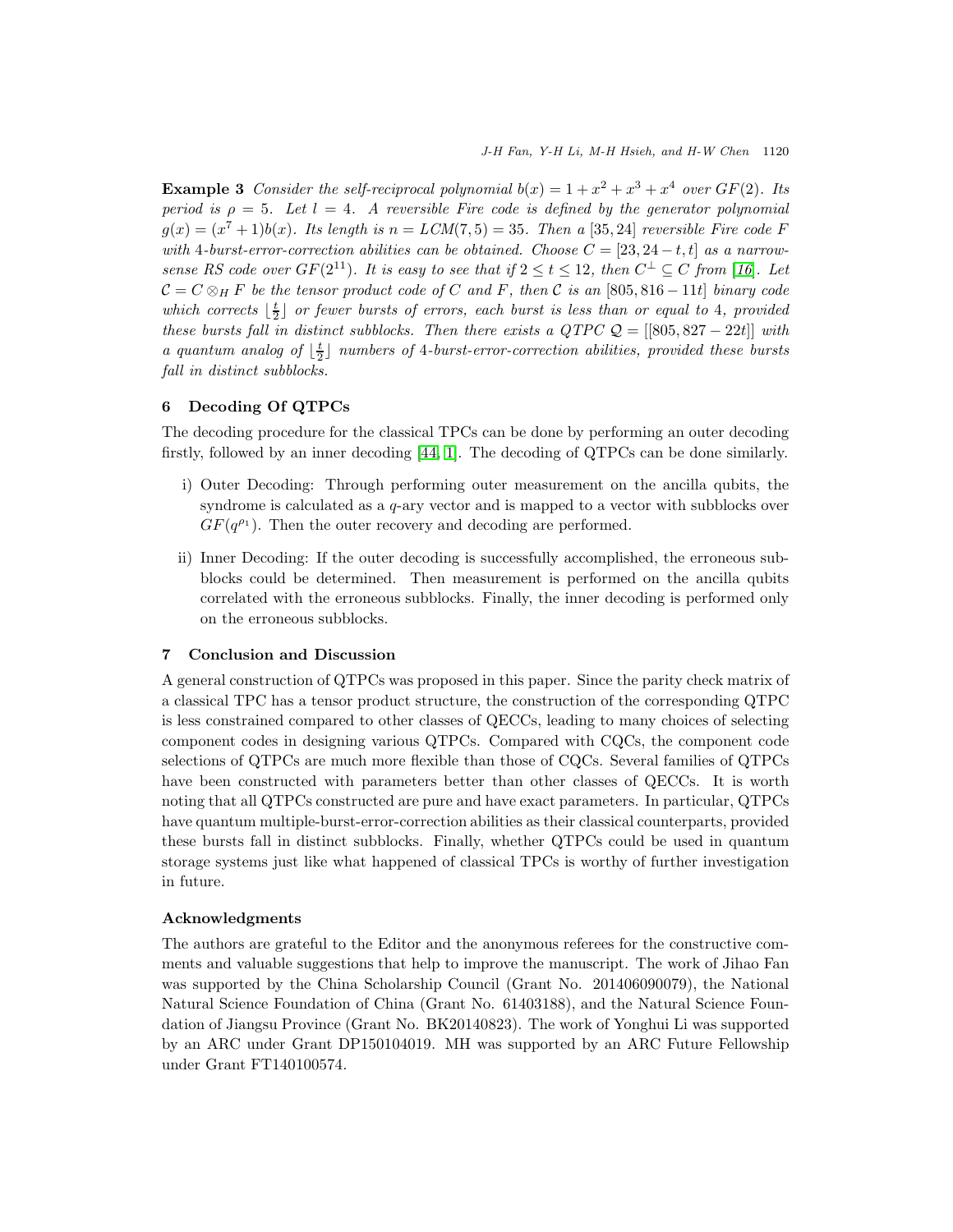**Example 3** *Consider the self-reciprocal polynomial $b(x) = 1 + x^2 + x^3 + x^4$ over $GF(2)$. Its period is $\rho = 5$. Let $l = 4$. A reversible Fire code is defined by the generator polynomial $g(x) = (x^7 + 1)b(x)$. Its length is $n = LCM(7, 5) = 35$. Then a $[35, 24]$ reversible Fire code $F$ with 4-burst-error-correction abilities can be obtained. Choose $C = [23, 24 - t, t]$ as a narrow-sense RS code over $GF(2^{11})$. It is easy to see that if $2 \le t \le 12$, then $C^{\perp} \subseteq C$ from [16]. Let $\mathcal{C} = C \otimes_H F$ be the tensor product code of $C$ and $F$, then $\mathcal{C}$ is an $[805, 816 - 11t]$ binary code which corrects $\lfloor \frac{t}{2} \rfloor$ or fewer bursts of errors, each burst is less than or equal to 4, provided these bursts fall in distinct subblocks. Then there exists a QTPC $\mathcal{Q} = [[805, 827 - 22t]]$ with a quantum analog of $\lfloor \frac{t}{2} \rfloor$ numbers of 4-burst-error-correction abilities, provided these bursts fall in distinct subblocks.*

## 6 Decoding Of QTPCs

The decoding procedure for the classical TPCs can be done by performing an outer decoding firstly, followed by an inner decoding [44, 1]. The decoding of QTPCs can be done similarly.

i) Outer Decoding: Through performing outer measurement on the ancilla qubits, the syndrome is calculated as a $q$-ary vector and is mapped to a vector with subblocks over $GF(q^{\rho_1})$. Then the outer recovery and decoding are performed.

ii) Inner Decoding: If the outer decoding is successfully accomplished, the erroneous subblocks could be determined. Then measurement is performed on the ancilla qubits correlated with the erroneous subblocks. Finally, the inner decoding is performed only on the erroneous subblocks.

## 7 Conclusion and Discussion

A general construction of QTPCs was proposed in this paper. Since the parity check matrix of a classical TPC has a tensor product structure, the construction of the corresponding QTPC is less constrained compared to other classes of QECCs, leading to many choices of selecting component codes in designing various QTPCs. Compared with CQCs, the component code selections of QTPCs are much more flexible than those of CQCs. Several families of QTPCs have been constructed with parameters better than other classes of QECCs. It is worth noting that all QTPCs constructed are pure and have exact parameters. In particular, QTPCs have quantum multiple-burst-error-correction abilities as their classical counterparts, provided these bursts fall in distinct subblocks. Finally, whether QTPCs could be used in quantum storage systems just like what happened of classical TPCs is worthy of further investigation in future.

### Acknowledgments

The authors are grateful to the Editor and the anonymous referees for the constructive comments and valuable suggestions that help to improve the manuscript. The work of Jihao Fan was supported by the China Scholarship Council (Grant No. 201406090079), the National Natural Science Foundation of China (Grant No. 61403188), and the Natural Science Foundation of Jiangsu Province (Grant No. BK20140823). The work of Yonghui Li was supported by an ARC under Grant DP150104019. MH was supported by an ARC Future Fellowship under Grant FT140100574.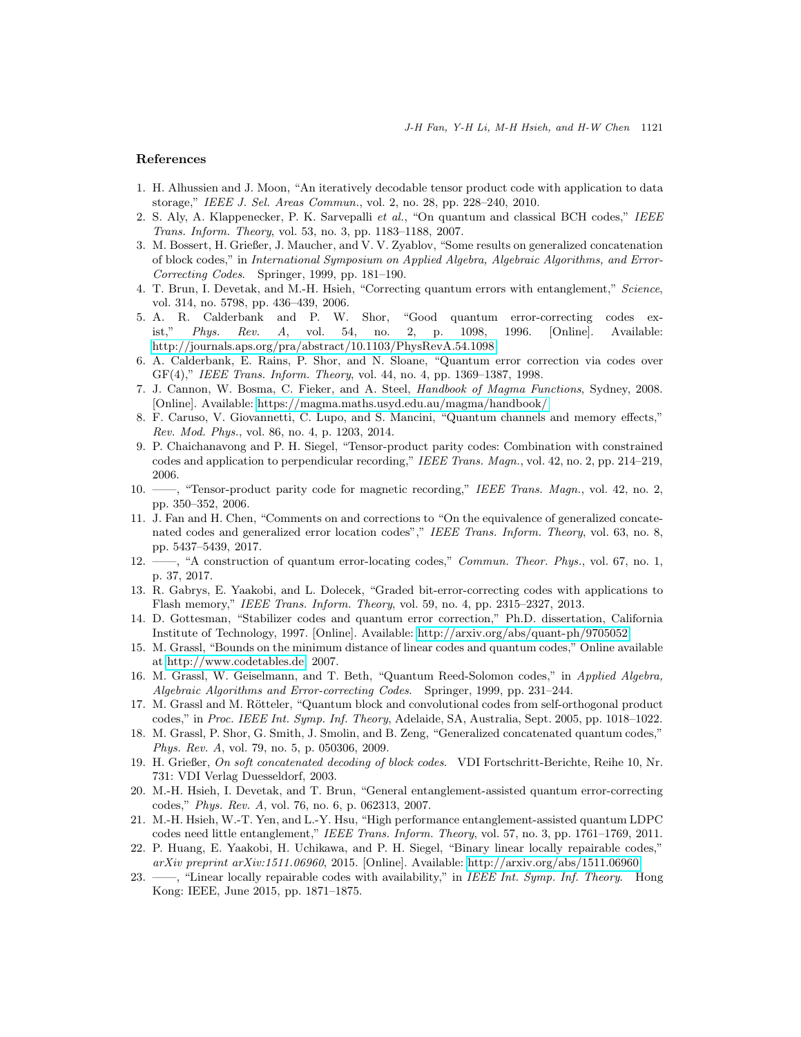## References

1. H. Alhussien and J. Moon, "An iteratively decodable tensor product code with application to data storage," *IEEE J. Sel. Areas Commun.*, vol. 2, no. 28, pp. 228–240, 2010.
2. S. Aly, A. Klappenecker, P. K. Sarvepalli *et al.*, "On quantum and classical BCH codes," *IEEE Trans. Inform. Theory*, vol. 53, no. 3, pp. 1183–1188, 2007.
3. M. Bossert, H. Grießer, J. Maucher, and V. V. Zyablov, "Some results on generalized concatenation of block codes," in *International Symposium on Applied Algebra, Algebraic Algorithms, and Error-Correcting Codes*. Springer, 1999, pp. 181–190.
4. T. Brun, I. Devetak, and M.-H. Hsieh, "Correcting quantum errors with entanglement," *Science*, vol. 314, no. 5798, pp. 436–439, 2006.
5. A. R. Calderbank and P. W. Shor, "Good quantum error-correcting codes exist," *Phys. Rev. A*, vol. 54, no. 2, p. 1098, 1996. [Online]. Available: http://journals.aps.org/pra/abstract/10.1103/PhysRevA.54.1098
6. A. Calderbank, E. Rains, P. Shor, and N. Sloane, "Quantum error correction via codes over GF(4)," *IEEE Trans. Inform. Theory*, vol. 44, no. 4, pp. 1369–1387, 1998.
7. J. Cannon, W. Bosma, C. Fieker, and A. Steel, *Handbook of Magma Functions*, Sydney, 2008. [Online]. Available: https://magma.maths.usyd.edu.au/magma/handbook/
8. F. Caruso, V. Giovannetti, C. Lupo, and S. Mancini, "Quantum channels and memory effects," *Rev. Mod. Phys.*, vol. 86, no. 4, p. 1203, 2014.
9. P. Chaichanavong and P. H. Siegel, "Tensor-product parity codes: Combination with constrained codes and application to perpendicular recording," *IEEE Trans. Magn.*, vol. 42, no. 2, pp. 214–219, 2006.
10. ——, "Tensor-product parity code for magnetic recording," *IEEE Trans. Magn.*, vol. 42, no. 2, pp. 350–352, 2006.
11. J. Fan and H. Chen, "Comments on and corrections to "On the equivalence of generalized concatenated codes and generalized error location codes"," *IEEE Trans. Inform. Theory*, vol. 63, no. 8, pp. 5437–5439, 2017.
12. ——, "A construction of quantum error-locating codes," *Commun. Theor. Phys.*, vol. 67, no. 1, p. 37, 2017.
13. R. Gabrys, E. Yaakobi, and L. Dolecek, "Graded bit-error-correcting codes with applications to Flash memory," *IEEE Trans. Inform. Theory*, vol. 59, no. 4, pp. 2315–2327, 2013.
14. D. Gottesman, "Stabilizer codes and quantum error correction," Ph.D. dissertation, California Institute of Technology, 1997. [Online]. Available: http://arxiv.org/abs/quant-ph/9705052
15. M. Grassl, "Bounds on the minimum distance of linear codes and quantum codes," Online available at http://www.codetables.de, 2007.
16. M. Grassl, W. Geiselmann, and T. Beth, "Quantum Reed-Solomon codes," in *Applied Algebra, Algebraic Algorithms and Error-correcting Codes*. Springer, 1999, pp. 231–244.
17. M. Grassl and M. Rötteler, "Quantum block and convolutional codes from self-orthogonal product codes," in *Proc. IEEE Int. Symp. Inf. Theory*, Adelaide, SA, Australia, Sept. 2005, pp. 1018–1022.
18. M. Grassl, P. Shor, G. Smith, J. Smolin, and B. Zeng, "Generalized concatenated quantum codes," *Phys. Rev. A*, vol. 79, no. 5, p. 050306, 2009.
19. H. Grießer, *On soft concatenated decoding of block codes*. VDI Fortschritt-Berichte, Reihe 10, Nr. 731: VDI Verlag Duesseldorf, 2003.
20. M.-H. Hsieh, I. Devetak, and T. Brun, "General entanglement-assisted quantum error-correcting codes," *Phys. Rev. A*, vol. 76, no. 6, p. 062313, 2007.
21. M.-H. Hsieh, W.-T. Yen, and L.-Y. Hsu, "High performance entanglement-assisted quantum LDPC codes need little entanglement," *IEEE Trans. Inform. Theory*, vol. 57, no. 3, pp. 1761–1769, 2011.
22. P. Huang, E. Yaakobi, H. Uchikawa, and P. H. Siegel, "Binary linear locally repairable codes," *arXiv preprint arXiv:1511.06960*, 2015. [Online]. Available: http://arxiv.org/abs/1511.06960
23. ——, "Linear locally repairable codes with availability," in *IEEE Int. Symp. Inf. Theory*. Hong Kong: IEEE, June 2015, pp. 1871–1875.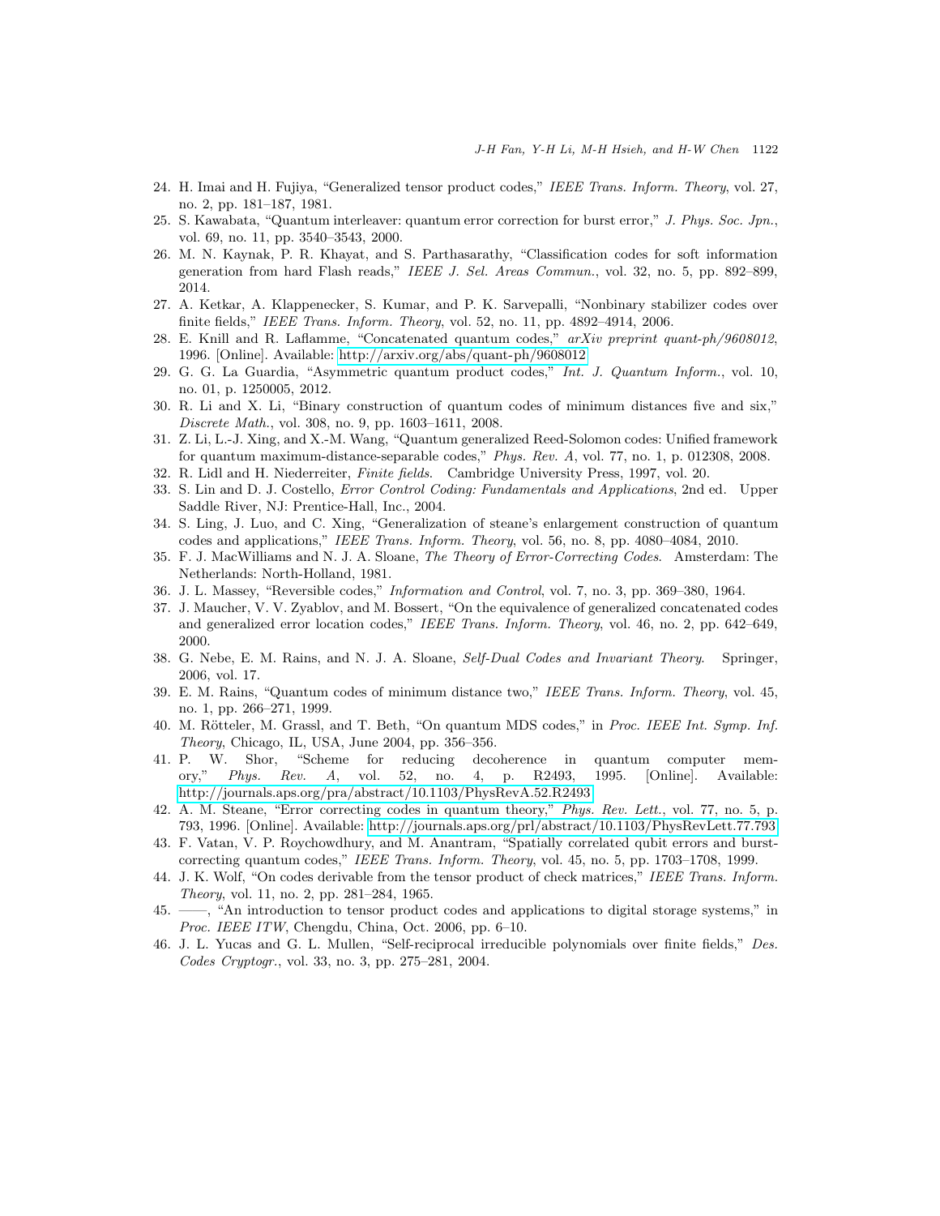24. H. Imai and H. Fujiya, "Generalized tensor product codes," *IEEE Trans. Inform. Theory*, vol. 27, no. 2, pp. 181–187, 1981.
25. S. Kawabata, "Quantum interleaver: quantum error correction for burst error," *J. Phys. Soc. Jpn.*, vol. 69, no. 11, pp. 3540–3543, 2000.
26. M. N. Kaynak, P. R. Khayat, and S. Parthasarathy, "Classification codes for soft information generation from hard Flash reads," *IEEE J. Sel. Areas Commun.*, vol. 32, no. 5, pp. 892–899, 2014.
27. A. Ketkar, A. Klappenecker, S. Kumar, and P. K. Sarvepalli, "Nonbinary stabilizer codes over finite fields," *IEEE Trans. Inform. Theory*, vol. 52, no. 11, pp. 4892–4914, 2006.
28. E. Knill and R. Laflamme, "Concatenated quantum codes," *arXiv preprint quant-ph/9608012*, 1996. [Online]. Available: http://arxiv.org/abs/quant-ph/9608012
29. G. G. La Guardia, "Asymmetric quantum product codes," *Int. J. Quantum Inform.*, vol. 10, no. 01, p. 1250005, 2012.
30. R. Li and X. Li, "Binary construction of quantum codes of minimum distances five and six," *Discrete Math.*, vol. 308, no. 9, pp. 1603–1611, 2008.
31. Z. Li, L.-J. Xing, and X.-M. Wang, "Quantum generalized Reed-Solomon codes: Unified framework for quantum maximum-distance-separable codes," *Phys. Rev. A*, vol. 77, no. 1, p. 012308, 2008.
32. R. Lidl and H. Niederreiter, *Finite fields*. Cambridge University Press, 1997, vol. 20.
33. S. Lin and D. J. Costello, *Error Control Coding: Fundamentals and Applications*, 2nd ed. Upper Saddle River, NJ: Prentice-Hall, Inc., 2004.
34. S. Ling, J. Luo, and C. Xing, "Generalization of steane's enlargement construction of quantum codes and applications," *IEEE Trans. Inform. Theory*, vol. 56, no. 8, pp. 4080–4084, 2010.
35. F. J. MacWilliams and N. J. A. Sloane, *The Theory of Error-Correcting Codes*. Amsterdam: The Netherlands: North-Holland, 1981.
36. J. L. Massey, "Reversible codes," *Information and Control*, vol. 7, no. 3, pp. 369–380, 1964.
37. J. Maucher, V. V. Zyablov, and M. Bossert, "On the equivalence of generalized concatenated codes and generalized error location codes," *IEEE Trans. Inform. Theory*, vol. 46, no. 2, pp. 642–649, 2000.
38. G. Nebe, E. M. Rains, and N. J. A. Sloane, *Self-Dual Codes and Invariant Theory*. Springer, 2006, vol. 17.
39. E. M. Rains, "Quantum codes of minimum distance two," *IEEE Trans. Inform. Theory*, vol. 45, no. 1, pp. 266–271, 1999.
40. M. Rötteler, M. Grassl, and T. Beth, "On quantum MDS codes," in *Proc. IEEE Int. Symp. Inf. Theory*, Chicago, IL, USA, June 2004, pp. 356–356.
41. P. W. Shor, "Scheme for reducing decoherence in quantum computer memory," *Phys. Rev. A*, vol. 52, no. 4, p. R2493, 1995. [Online]. Available: http://journals.aps.org/pra/abstract/10.1103/PhysRevA.52.R2493
42. A. M. Steane, "Error correcting codes in quantum theory," *Phys. Rev. Lett.*, vol. 77, no. 5, p. 793, 1996. [Online]. Available: http://journals.aps.org/prl/abstract/10.1103/PhysRevLett.77.793
43. F. Vatan, V. P. Roychowdhury, and M. Anantram, "Spatially correlated qubit errors and burst-correcting quantum codes," *IEEE Trans. Inform. Theory*, vol. 45, no. 5, pp. 1703–1708, 1999.
44. J. K. Wolf, "On codes derivable from the tensor product of check matrices," *IEEE Trans. Inform. Theory*, vol. 11, no. 2, pp. 281–284, 1965.
45. ——, "An introduction to tensor product codes and applications to digital storage systems," in *Proc. IEEE ITW*, Chengdu, China, Oct. 2006, pp. 6–10.
46. J. L. Yucas and G. L. Mullen, "Self-reciprocal irreducible polynomials over finite fields," *Des. Codes Cryptogr.*, vol. 33, no. 3, pp. 275–281, 2004.